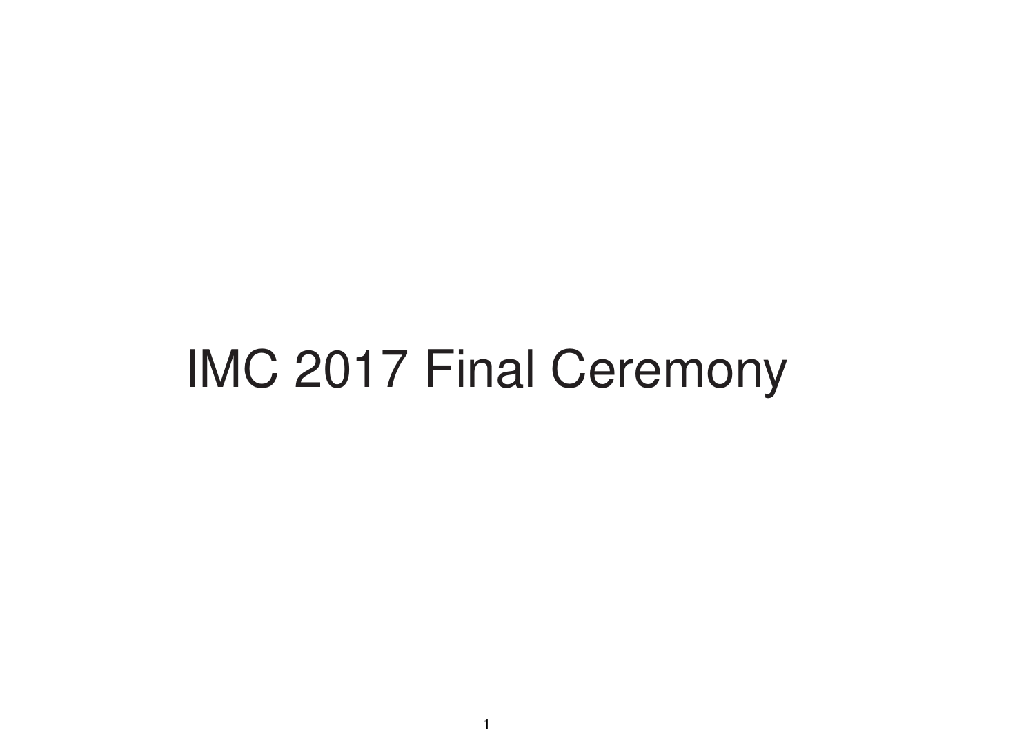# IMC 2017 Final Ceremony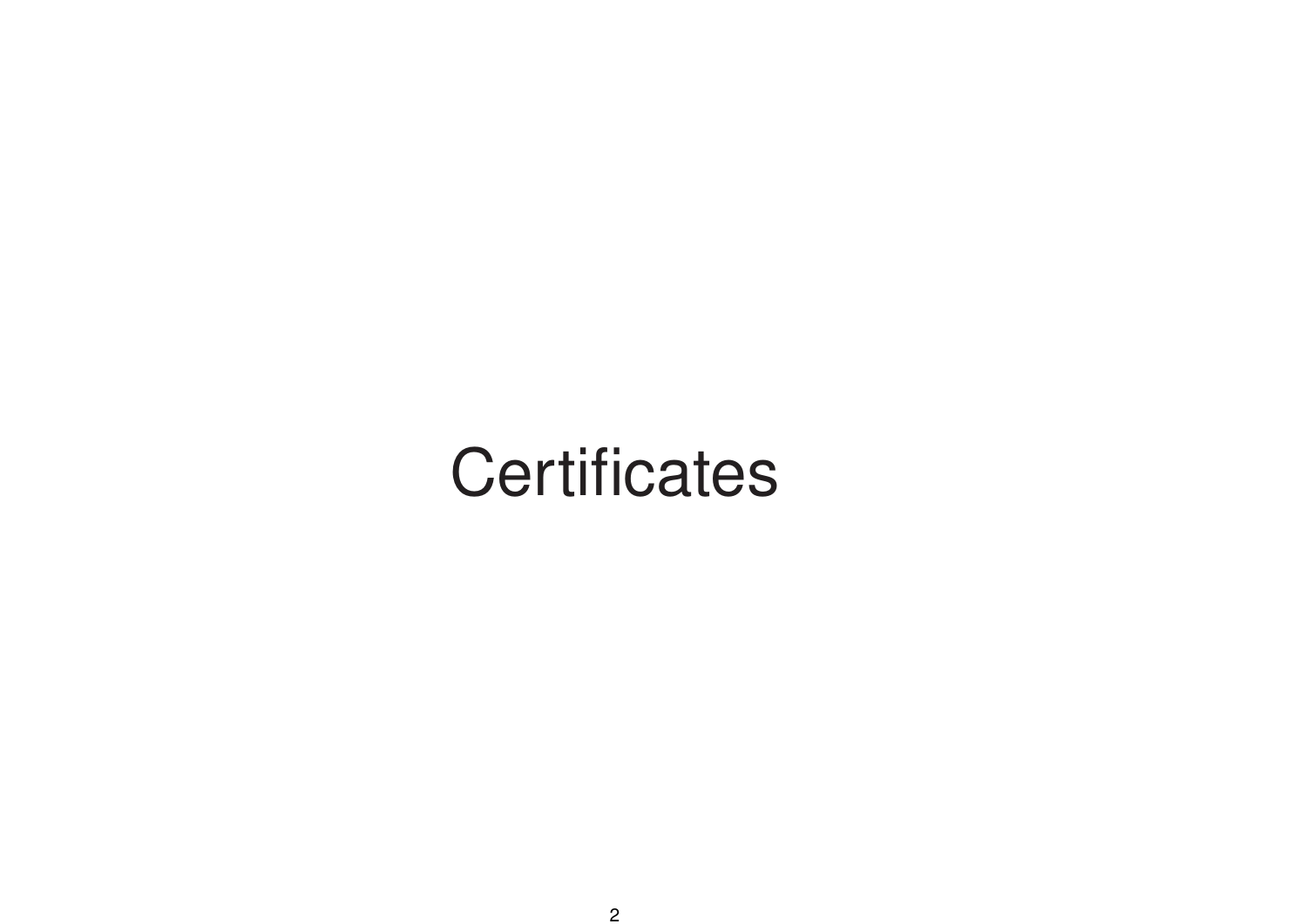# Certificates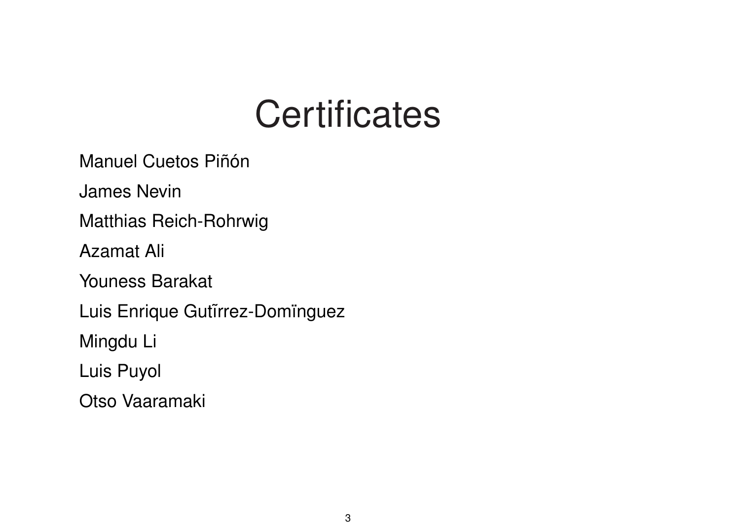# Certificates

Manuel Cuetos Piñón

James Nevin

Matthias Reich-Rohrwig

Azamat Ali

Youness Barakat

Luis Enrique Gutĩrrez-Domïnguez

Mingdu Li

Luis Puyol

Otso Vaaramaki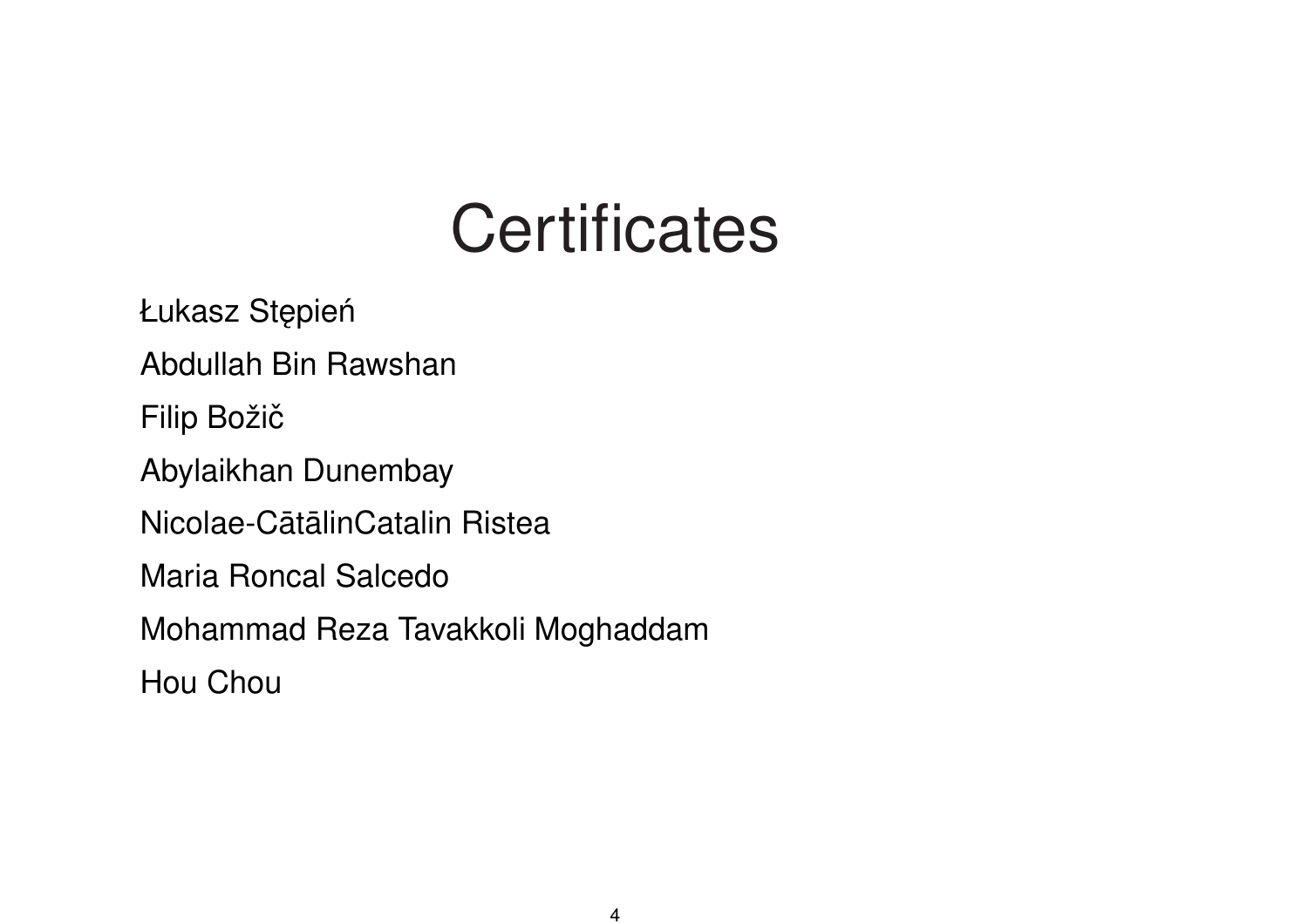# Certificates

Łukasz Stępień

Abdullah Bin Rawshan

Filip Božič

Abylaikhan Dunembay

Nicolae-CătălinCatalin Ristea

Maria Roncal Salcedo

Mohammad Reza Tavakkoli Moghaddam

Hou Chou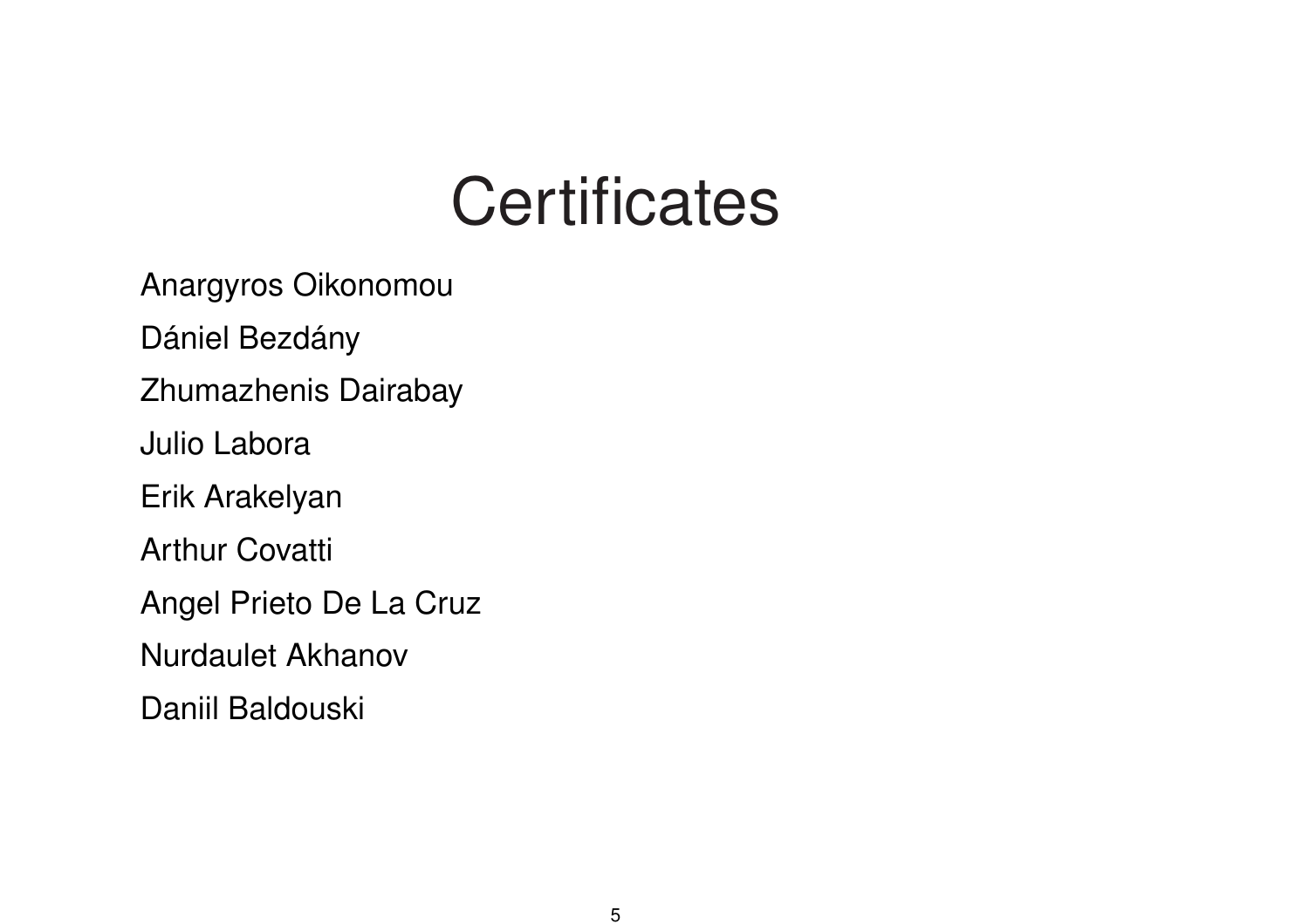# Certificates

Anargyros Oikonomou

Dániel Bezdány

Zhumazhenis Dairabay

Julio Labora

Erik Arakelyan

Arthur Covatti

Angel Prieto De La Cruz

Nurdaulet Akhanov

Daniil Baldouski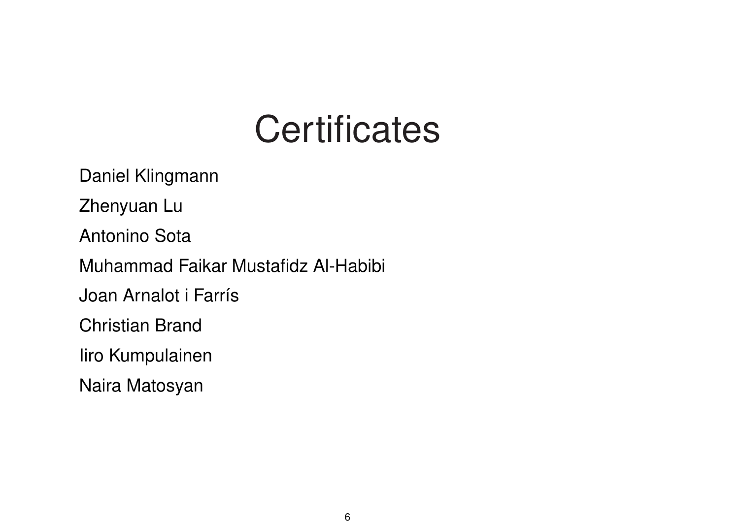# Certificates

Daniel Klingmann

Zhenyuan Lu

Antonino Sota

Muhammad Faikar Mustafidz Al-Habibi

Joan Arnalot i Farrís

Christian Brand

Iiro Kumpulainen

Naira Matosyan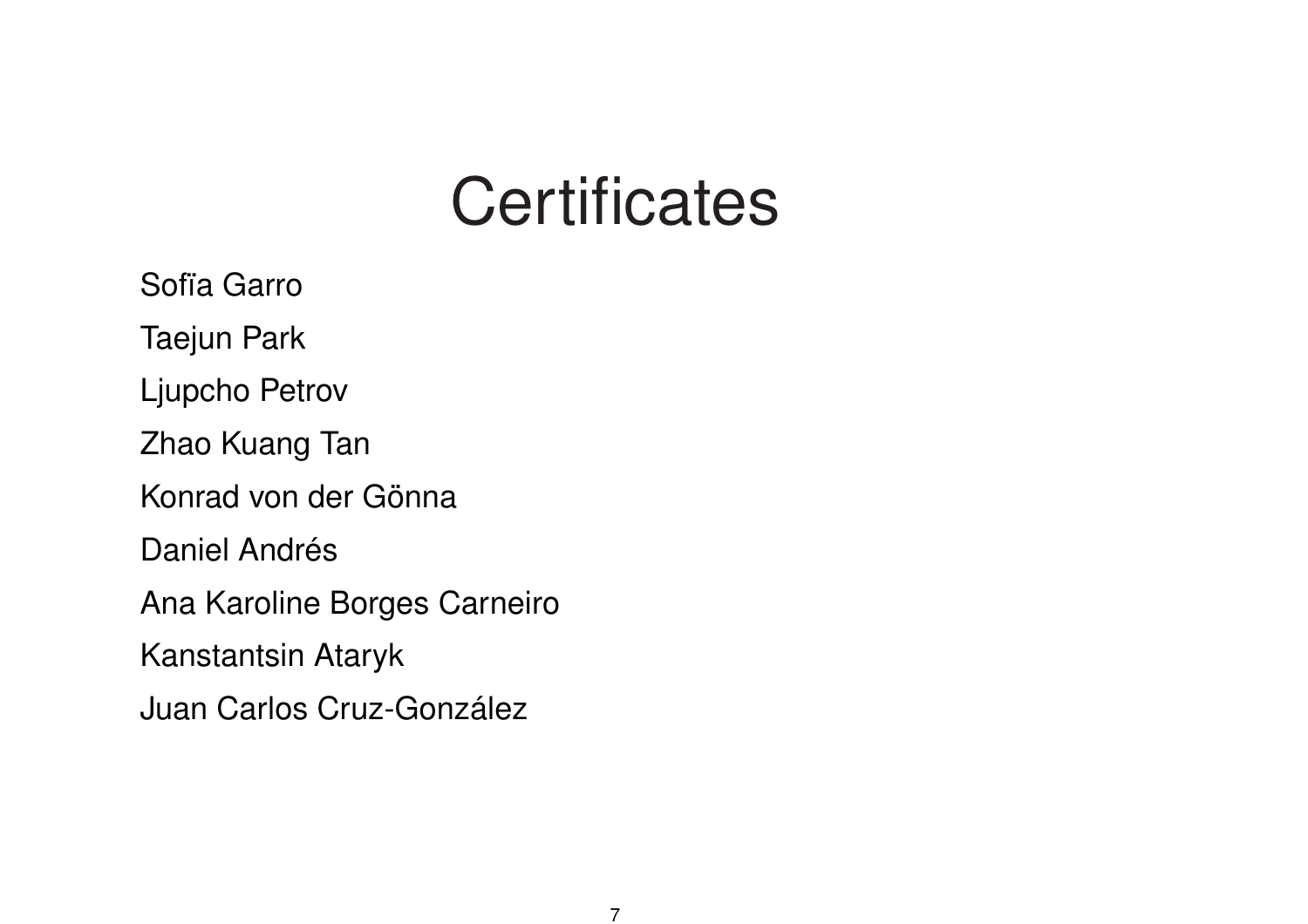# Certificates

Sofïa Garro

Taejun Park

Ljupcho Petrov

Zhao Kuang Tan

Konrad von der Gönna

Daniel Andrés

Ana Karoline Borges Carneiro

Kanstantsin Ataryk

Juan Carlos Cruz-González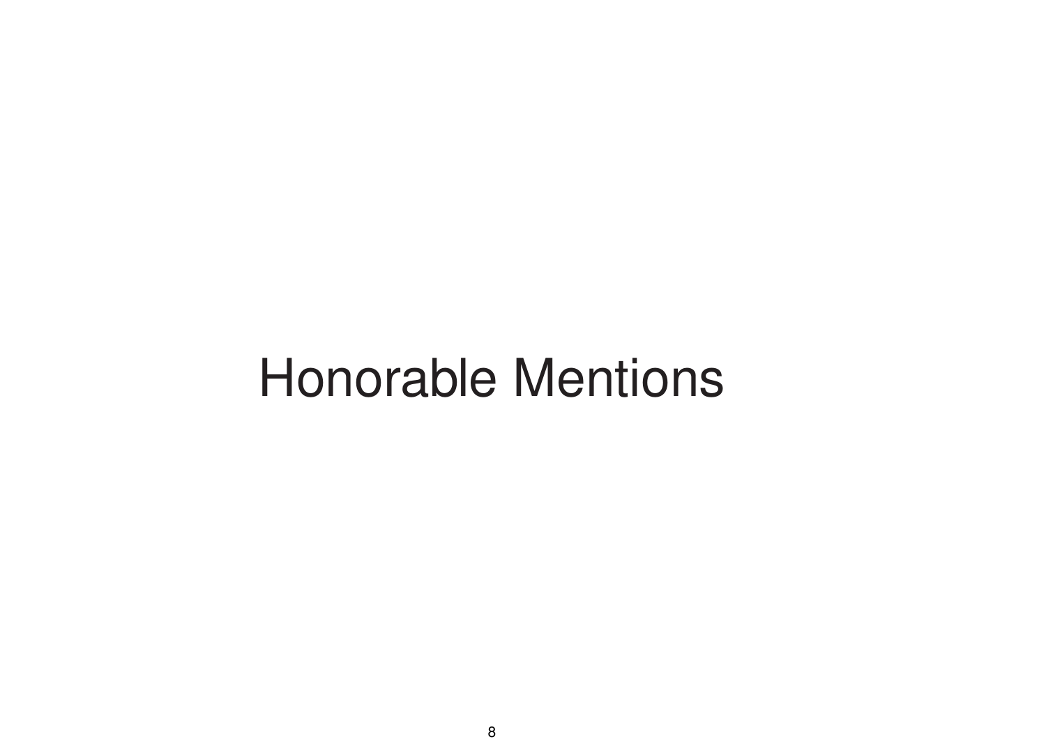# Honorable Mentions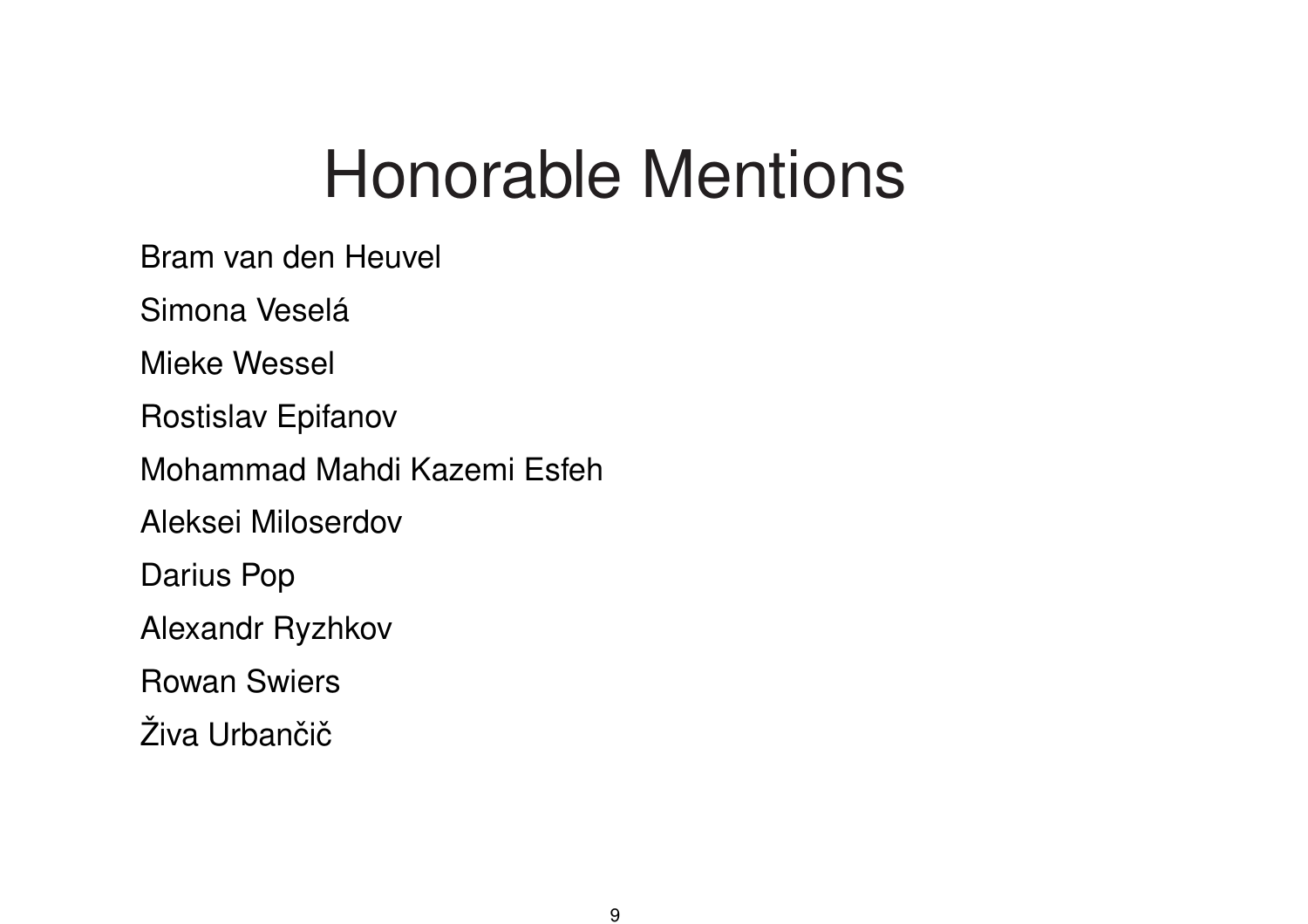# Honorable Mentions

Bram van den Heuvel

Simona Veselá

Mieke Wessel

Rostislav Epifanov

Mohammad Mahdi Kazemi Esfeh

Aleksei Miloserdov

Darius Pop

Alexandr Ryzhkov

Rowan Swiers

Živa Urbančič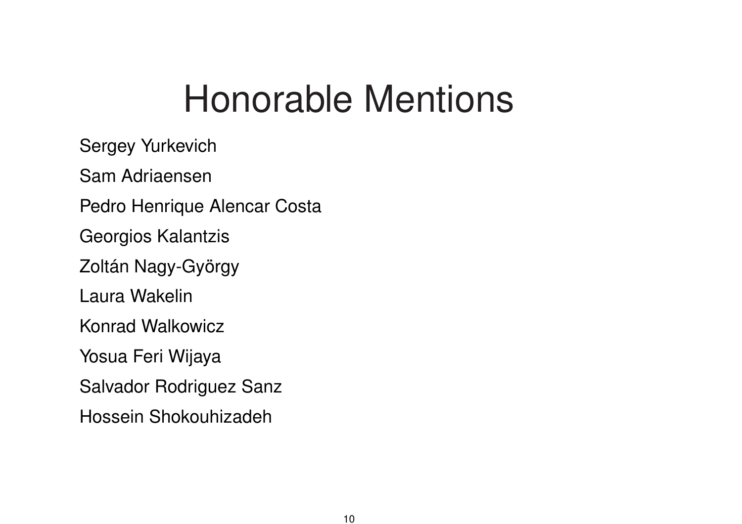# Honorable Mentions

Sergey Yurkevich

Sam Adriaensen

Pedro Henrique Alencar Costa

Georgios Kalantzis

Zoltán Nagy-György

Laura Wakelin

Konrad Walkowicz

Yosua Feri Wijaya

Salvador Rodriguez Sanz

Hossein Shokouhizadeh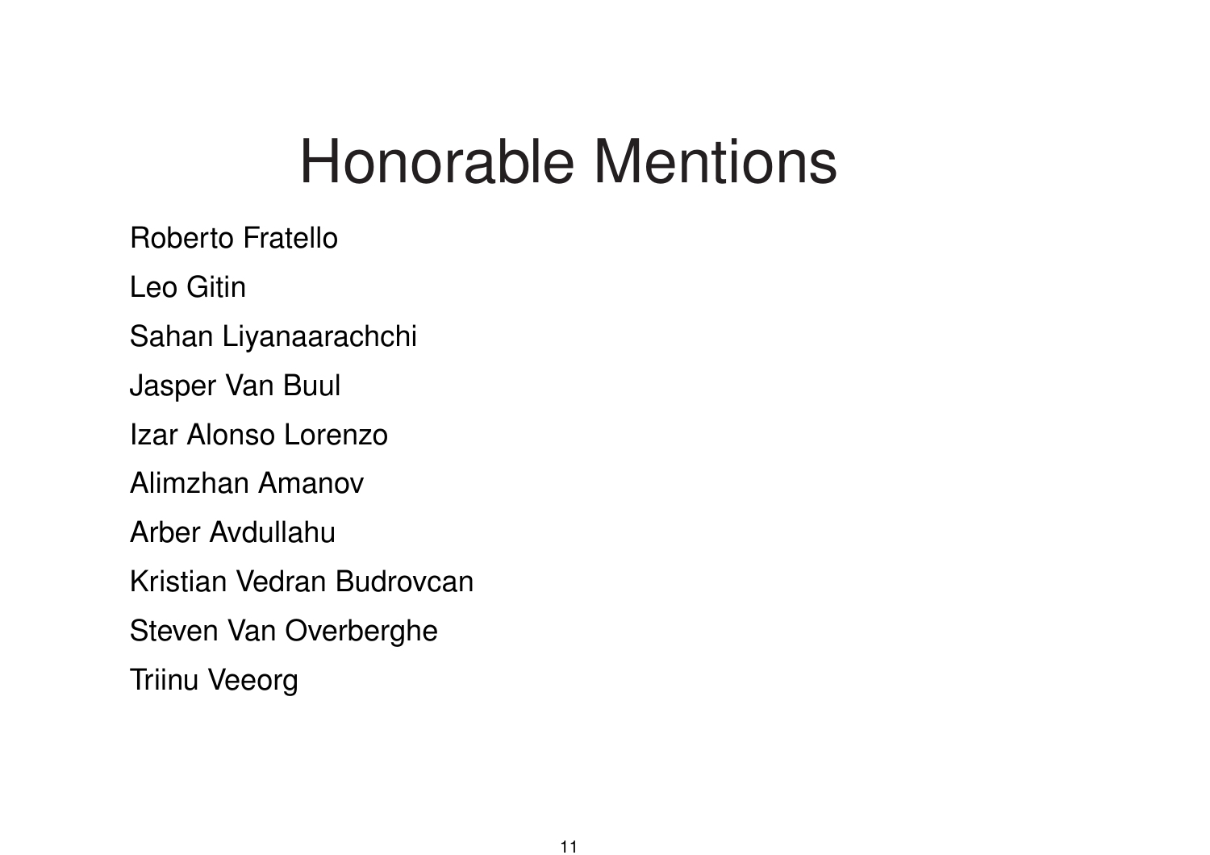# Honorable Mentions

Roberto Fratello

Leo Gitin

Sahan Liyanaarachchi

Jasper Van Buul

Izar Alonso Lorenzo

Alimzhan Amanov

Arber Avdullahu

Kristian Vedran Budrovcan

Steven Van Overberghe

Triinu Veeorg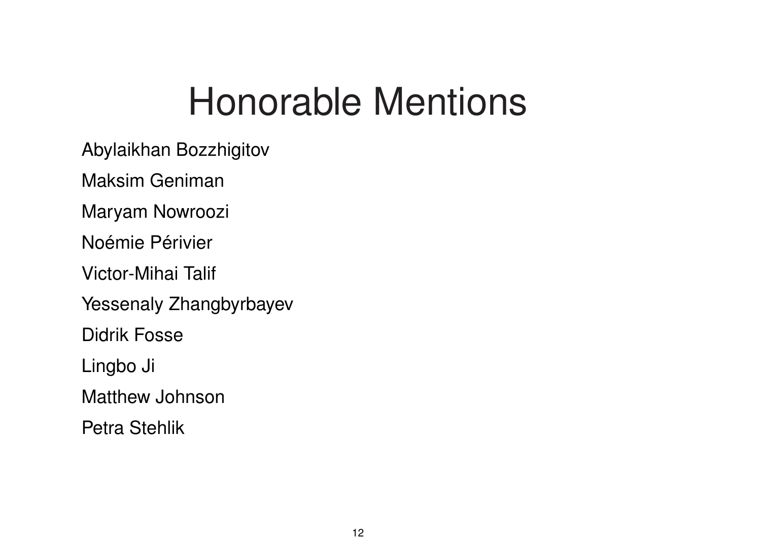# Honorable Mentions

Abylaikhan Bozzhigitov

Maksim Geniman

Maryam Nowroozi

Noémie Périvier

Victor-Mihai Talif

Yessenaly Zhangbyrbayev

Didrik Fosse

Lingbo Ji

Matthew Johnson

Petra Stehlik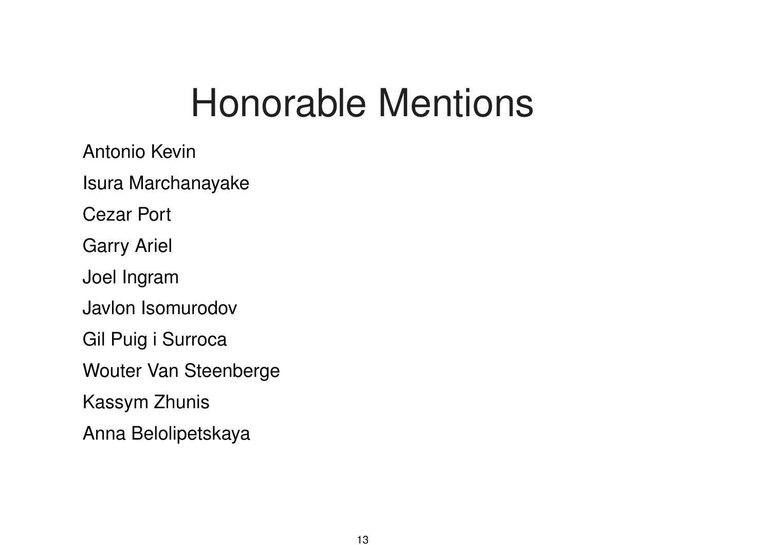# Honorable Mentions

Antonio Kevin

Isura Marchanayake

Cezar Port

Garry Ariel

Joel Ingram

Javlon Isomurodov

Gil Puig i Surroca

Wouter Van Steenberge

Kassym Zhunis

Anna Belolipetskaya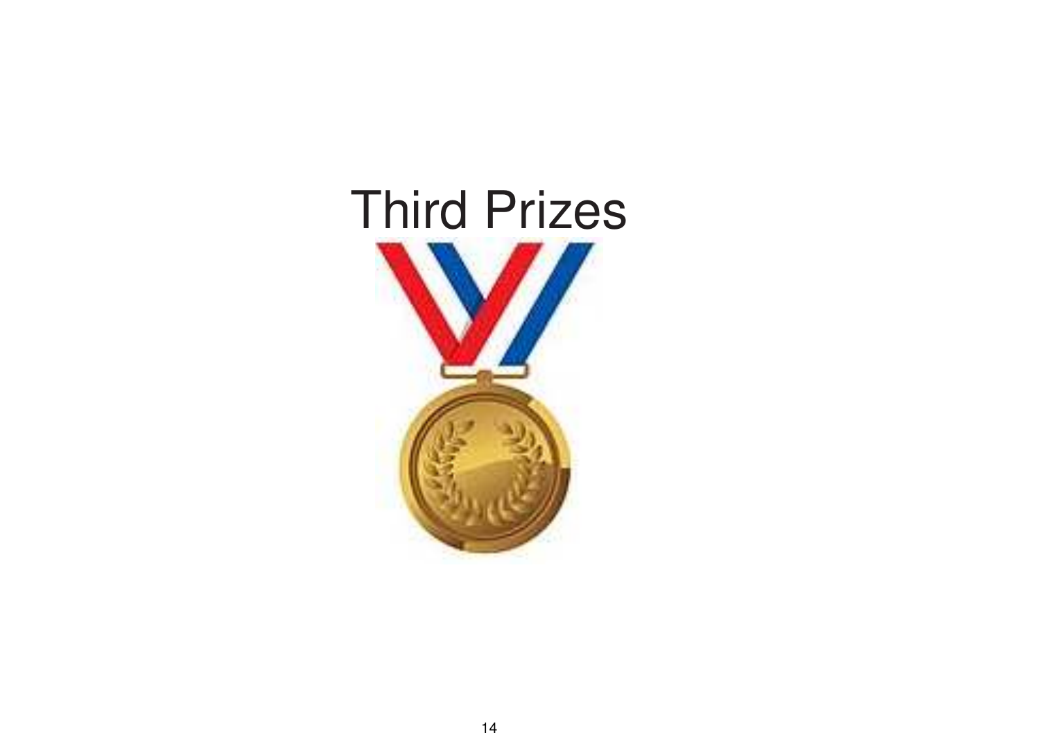# Third Prizes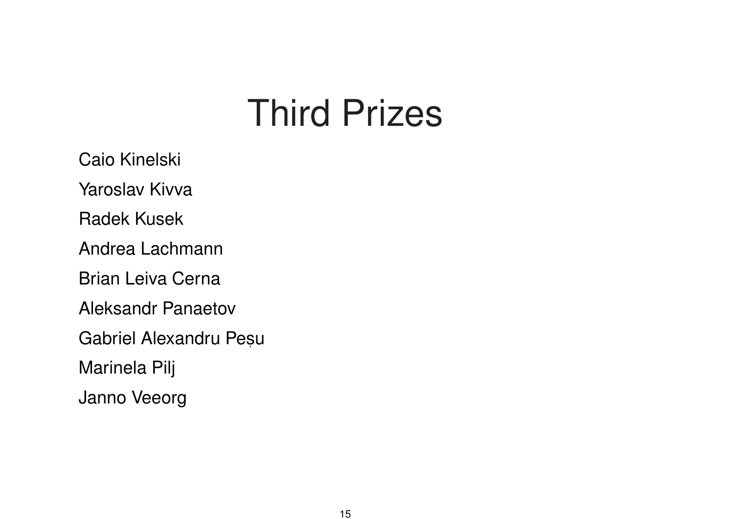# Third Prizes

Caio Kinelski

Yaroslav Kivva

Radek Kusek

Andrea Lachmann

Brian Leiva Cerna

Aleksandr Panaetov

Gabriel Alexandru Peșu

Marinela Pilj

Janno Veeorg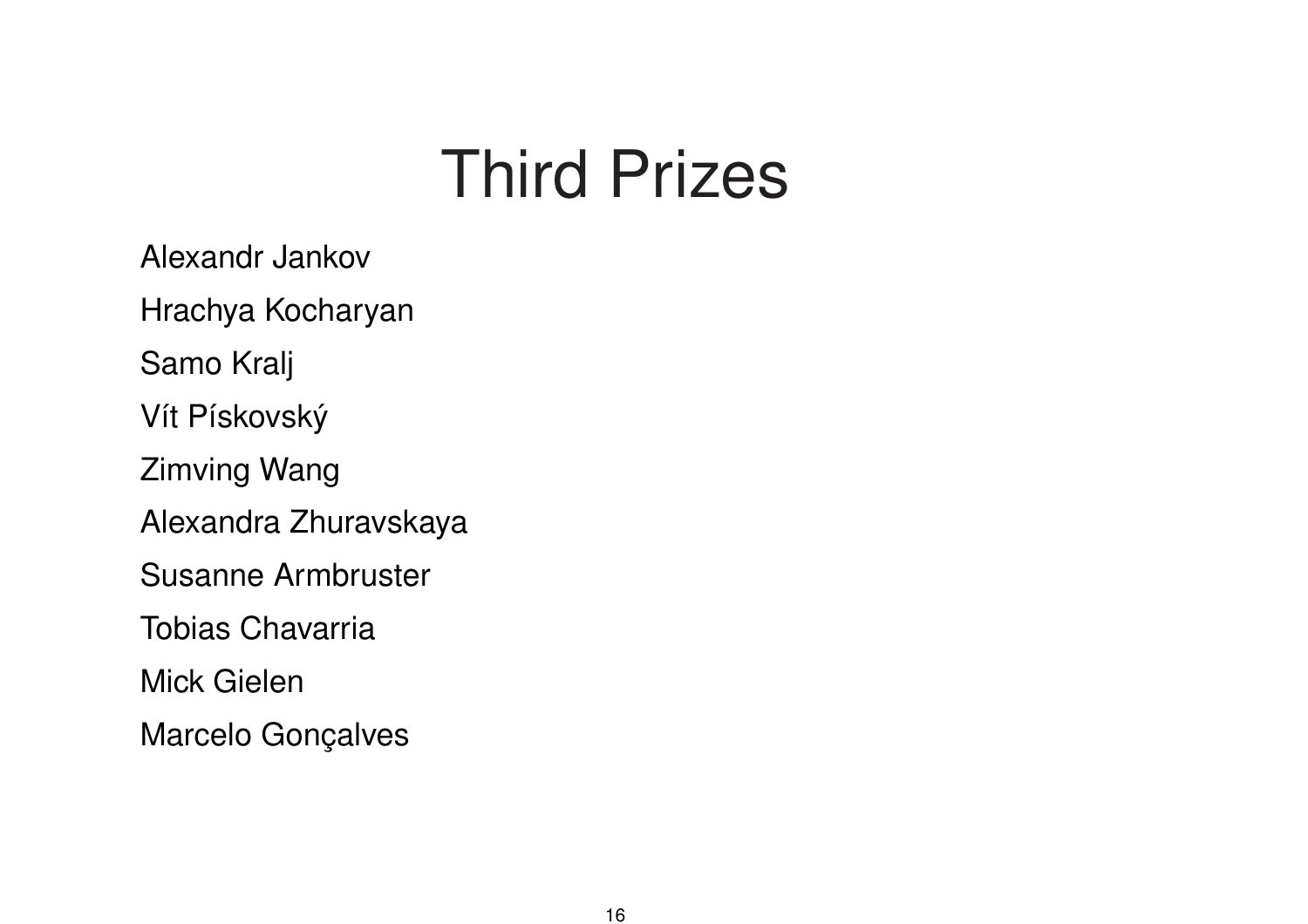# Third Prizes

Alexandr Jankov

Hrachya Kocharyan

Samo Kralj

Vít Pískovský

Zimving Wang

Alexandra Zhuravskaya

Susanne Armbruster

Tobias Chavarria

Mick Gielen

Marcelo Gonçalves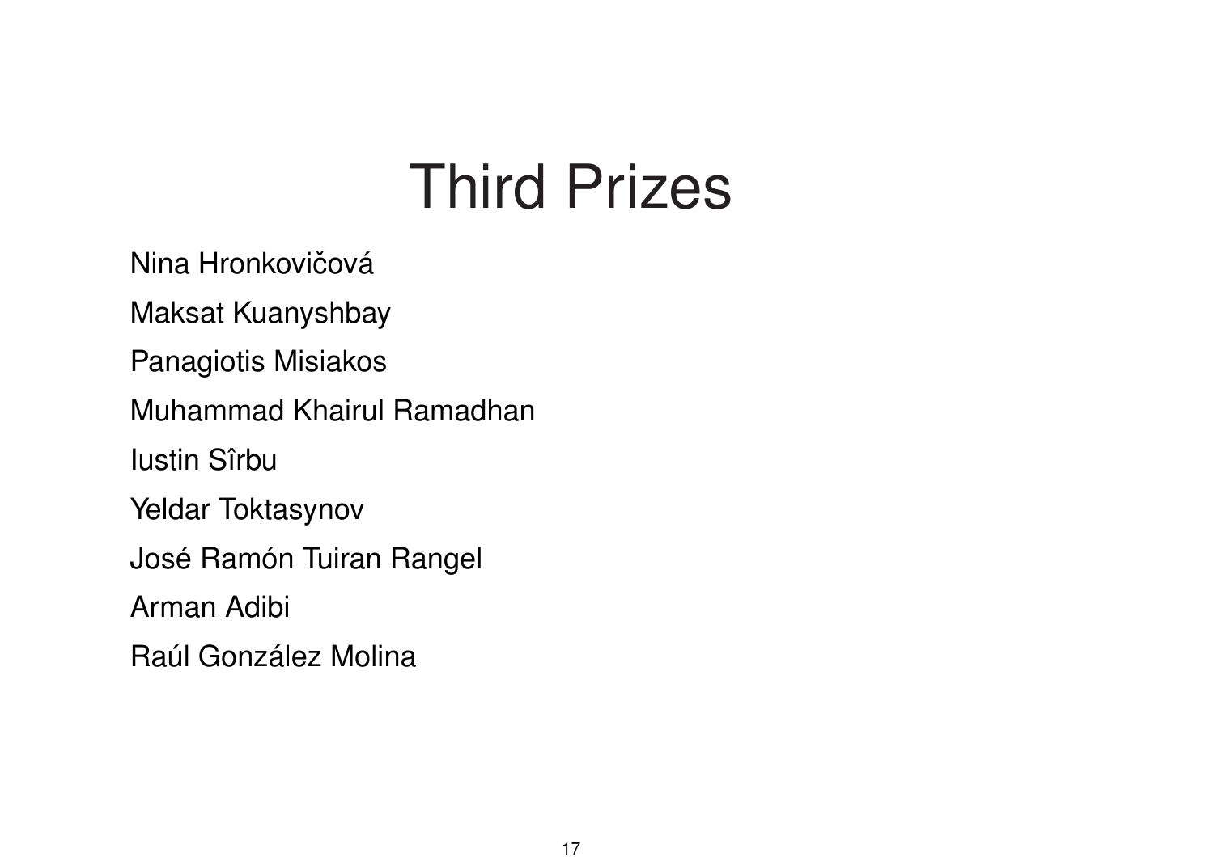# Third Prizes

Nina Hronkovičová

Maksat Kuanyshbay

Panagiotis Misiakos

Muhammad Khairul Ramadhan

Iustin Sîrbu

Yeldar Toktasynov

José Ramón Tuiran Rangel

Arman Adibi

Raúl González Molina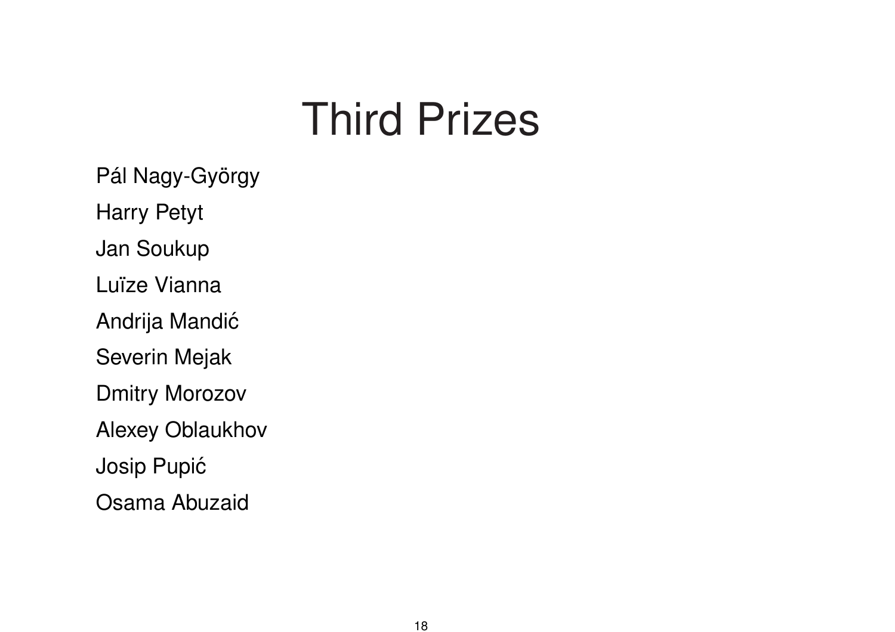# Third Prizes

Pál Nagy-György

Harry Petyt

Jan Soukup

Luïze Vianna

Andrija Mandić

Severin Mejak

Dmitry Morozov

Alexey Oblaukhov

Josip Pupić

Osama Abuzaid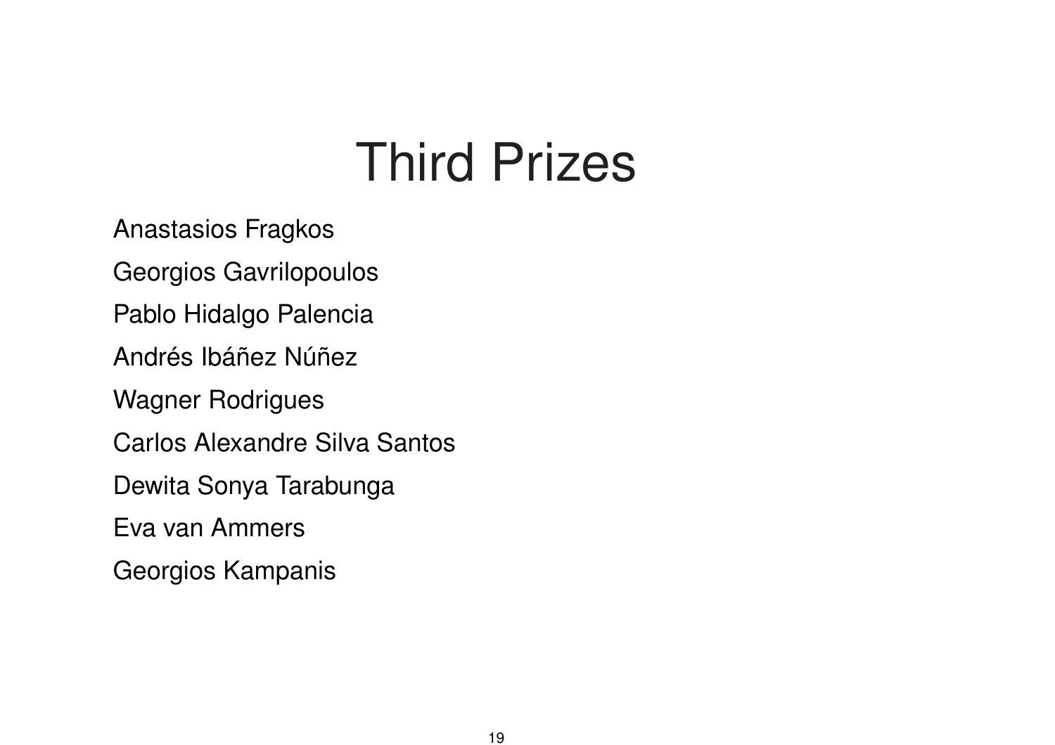# Third Prizes

Anastasios Fragkos

Georgios Gavrilopoulos

Pablo Hidalgo Palencia

Andrés Ibáñez Núñez

Wagner Rodrigues

Carlos Alexandre Silva Santos

Dewita Sonya Tarabunga

Eva van Ammers

Georgios Kampanis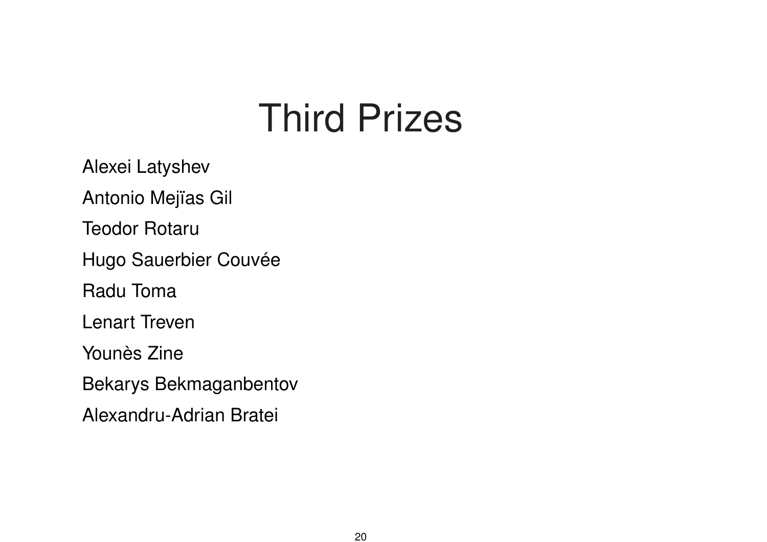# Third Prizes

Alexei Latyshev

Antonio Mejïas Gil

Teodor Rotaru

Hugo Sauerbier Couvée

Radu Toma

Lenart Treven

Younès Zine

Bekarys Bekmaganbentov

Alexandru-Adrian Bratei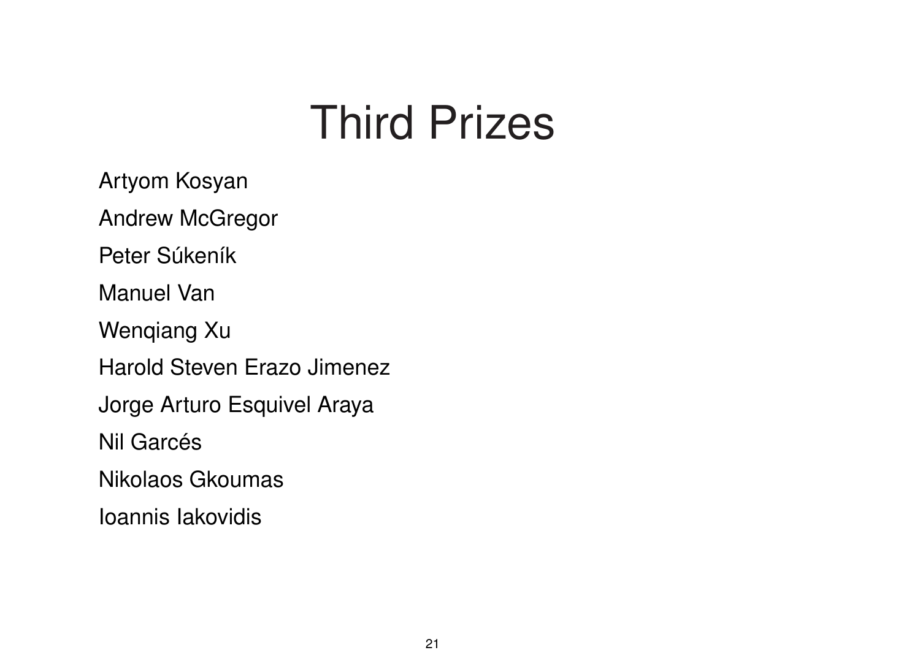# Third Prizes

Artyom Kosyan

Andrew McGregor

Peter Súkeník

Manuel Van

Wenqiang Xu

Harold Steven Erazo Jimenez

Jorge Arturo Esquivel Araya

Nil Garcés

Nikolaos Gkoumas

Ioannis Iakovidis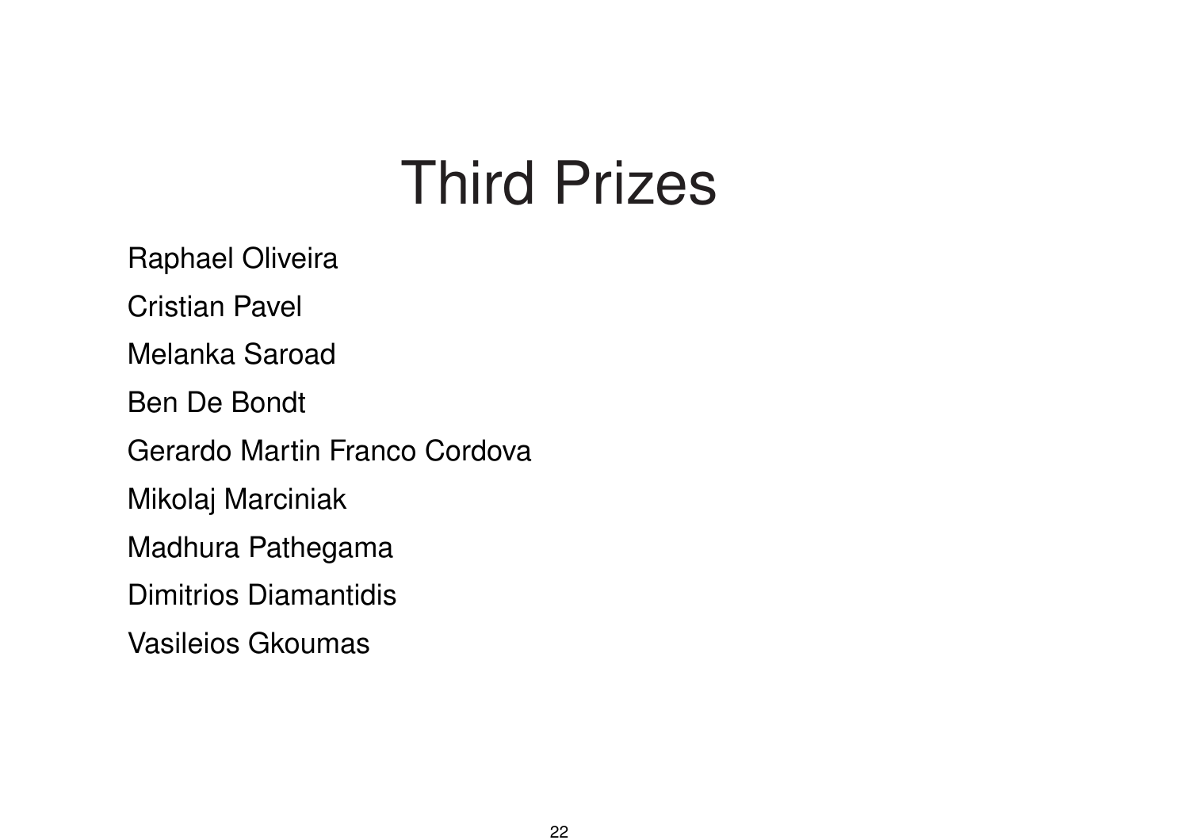# Third Prizes

Raphael Oliveira

Cristian Pavel

Melanka Saroad

Ben De Bondt

Gerardo Martin Franco Cordova

Mikolaj Marciniak

Madhura Pathegama

Dimitrios Diamantidis

Vasileios Gkoumas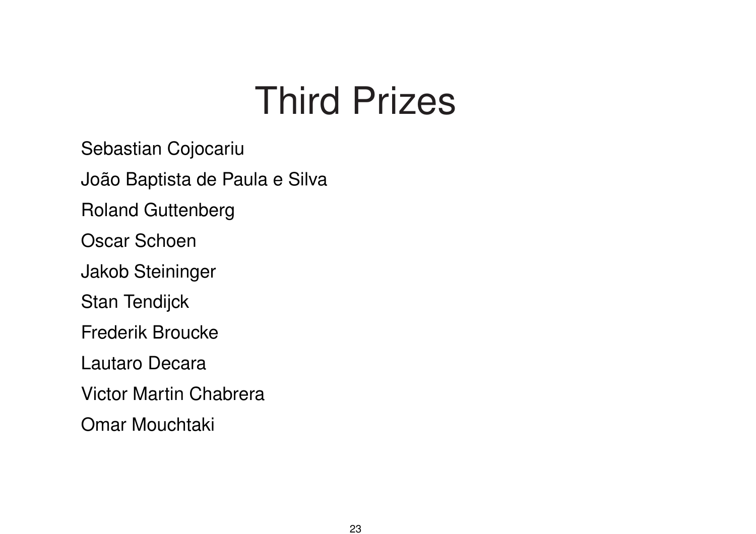# Third Prizes

Sebastian Cojocariu

João Baptista de Paula e Silva

Roland Guttenberg

Oscar Schoen

Jakob Steininger

Stan Tendijck

Frederik Broucke

Lautaro Decara

Victor Martin Chabrera

Omar Mouchtaki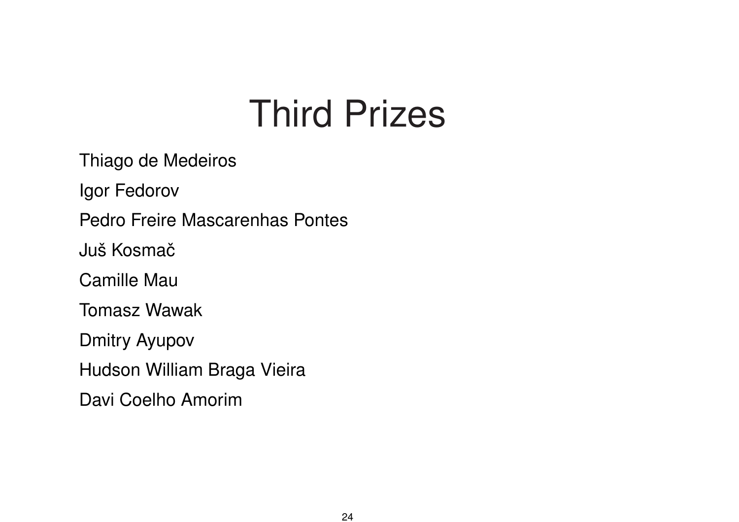# Third Prizes

Thiago de Medeiros

Igor Fedorov

Pedro Freire Mascarenhas Pontes

Juš Kosmač

Camille Mau

Tomasz Wawak

Dmitry Ayupov

Hudson William Braga Vieira

Davi Coelho Amorim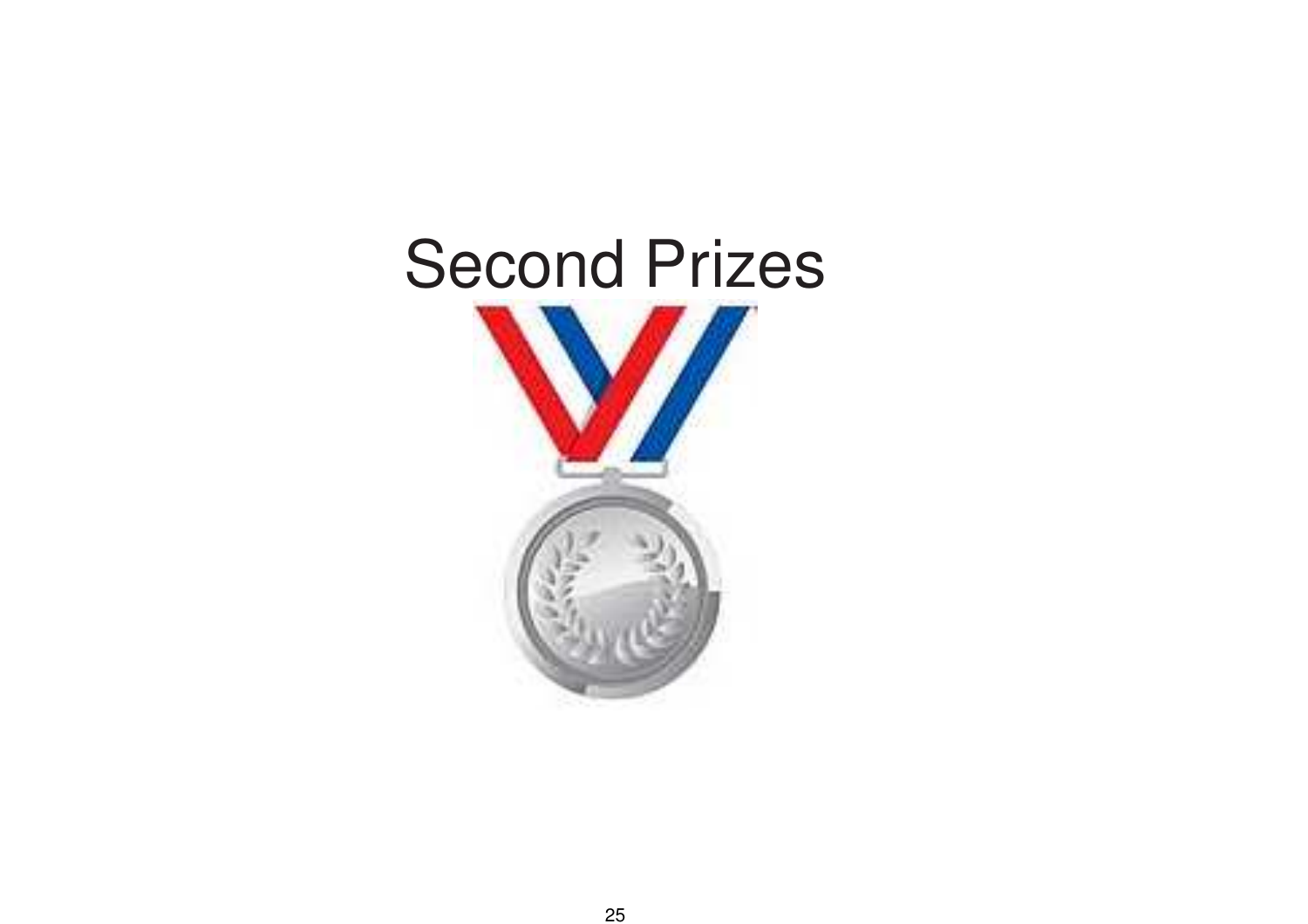# Second Prizes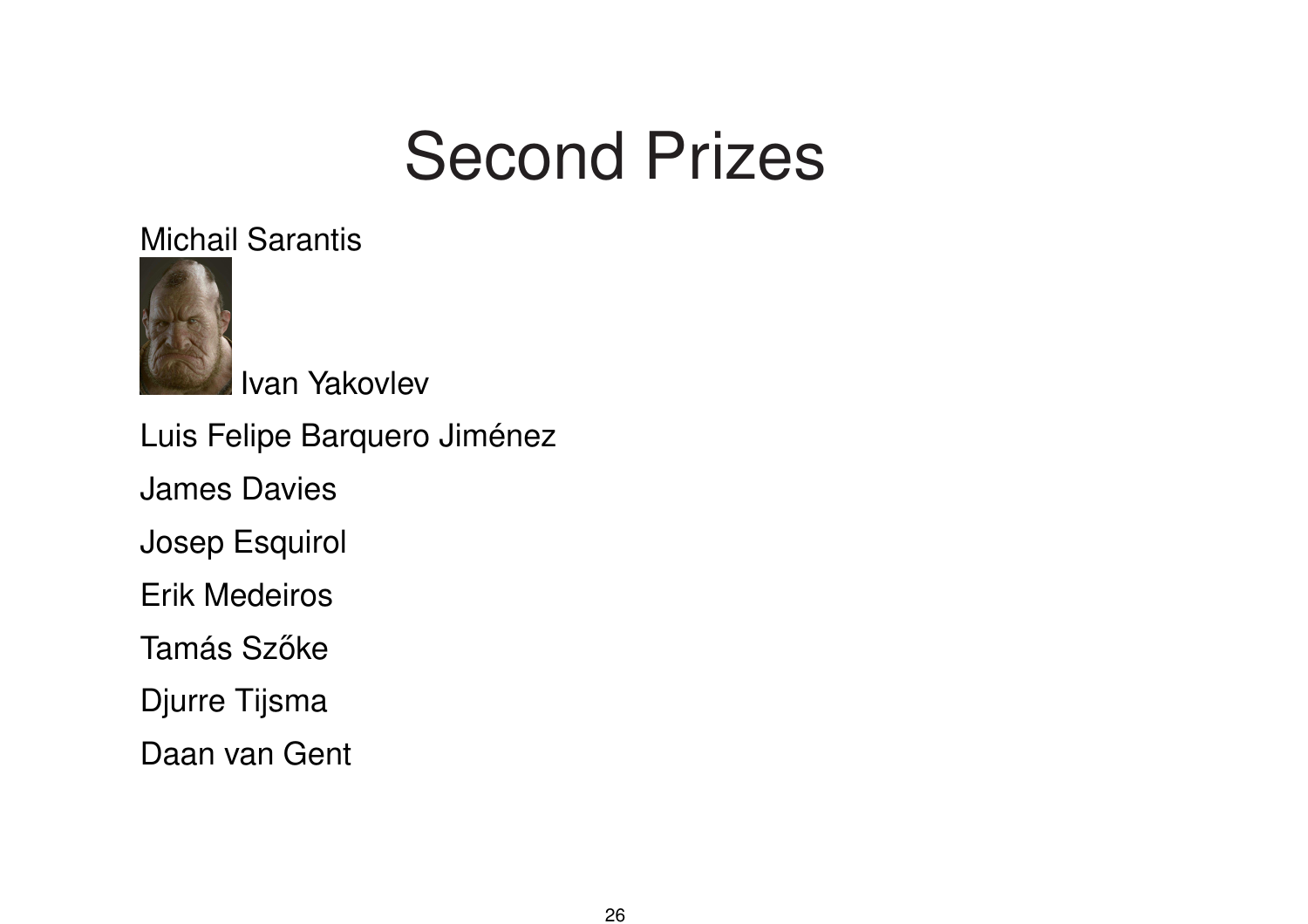# Second Prizes

Michail Sarantis

Ivan Yakovlev

Luis Felipe Barquero Jiménez

James Davies

Josep Esquirol

Erik Medeiros

Tamás Szőke

Djurre Tijsma

Daan van Gent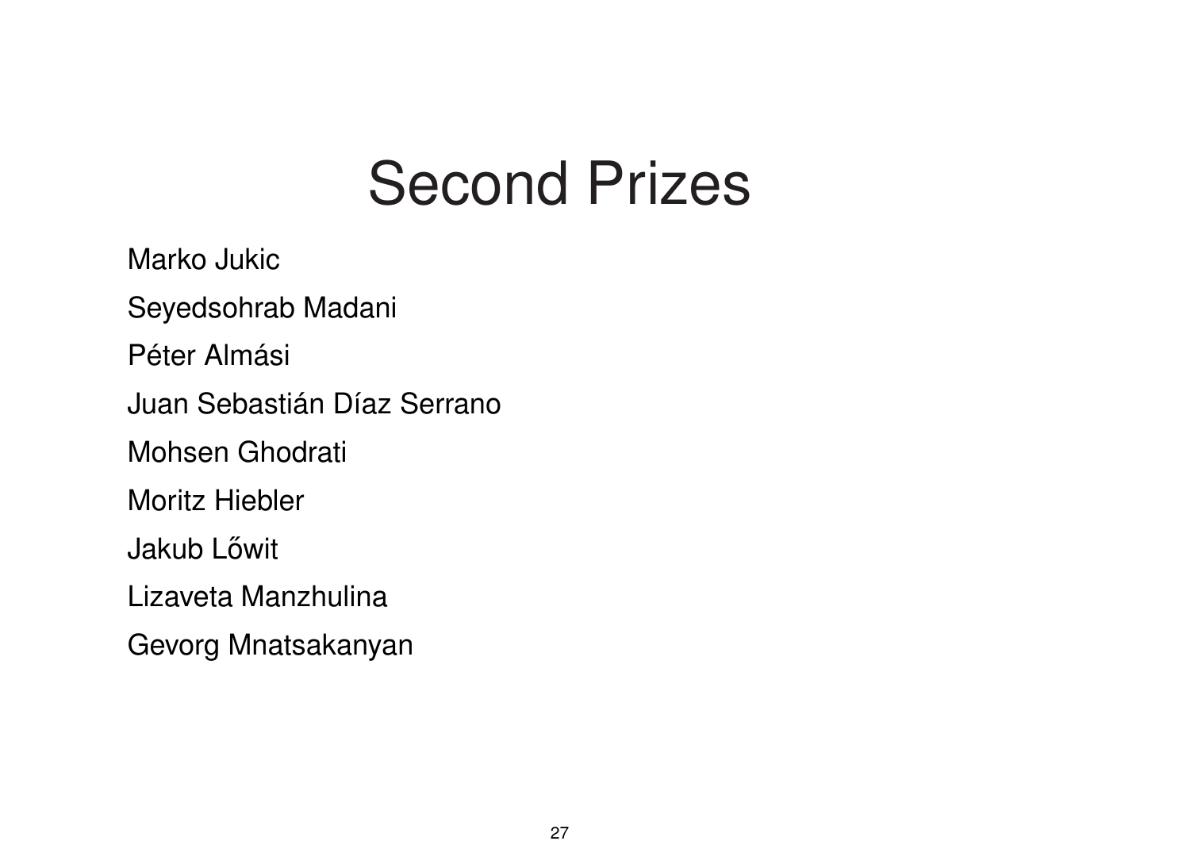# Second Prizes

Marko Jukic

Seyedsohrab Madani

Péter Almási

Juan Sebastián Díaz Serrano

Mohsen Ghodrati

Moritz Hiebler

Jakub Lőwit

Lizaveta Manzhulina

Gevorg Mnatsakanyan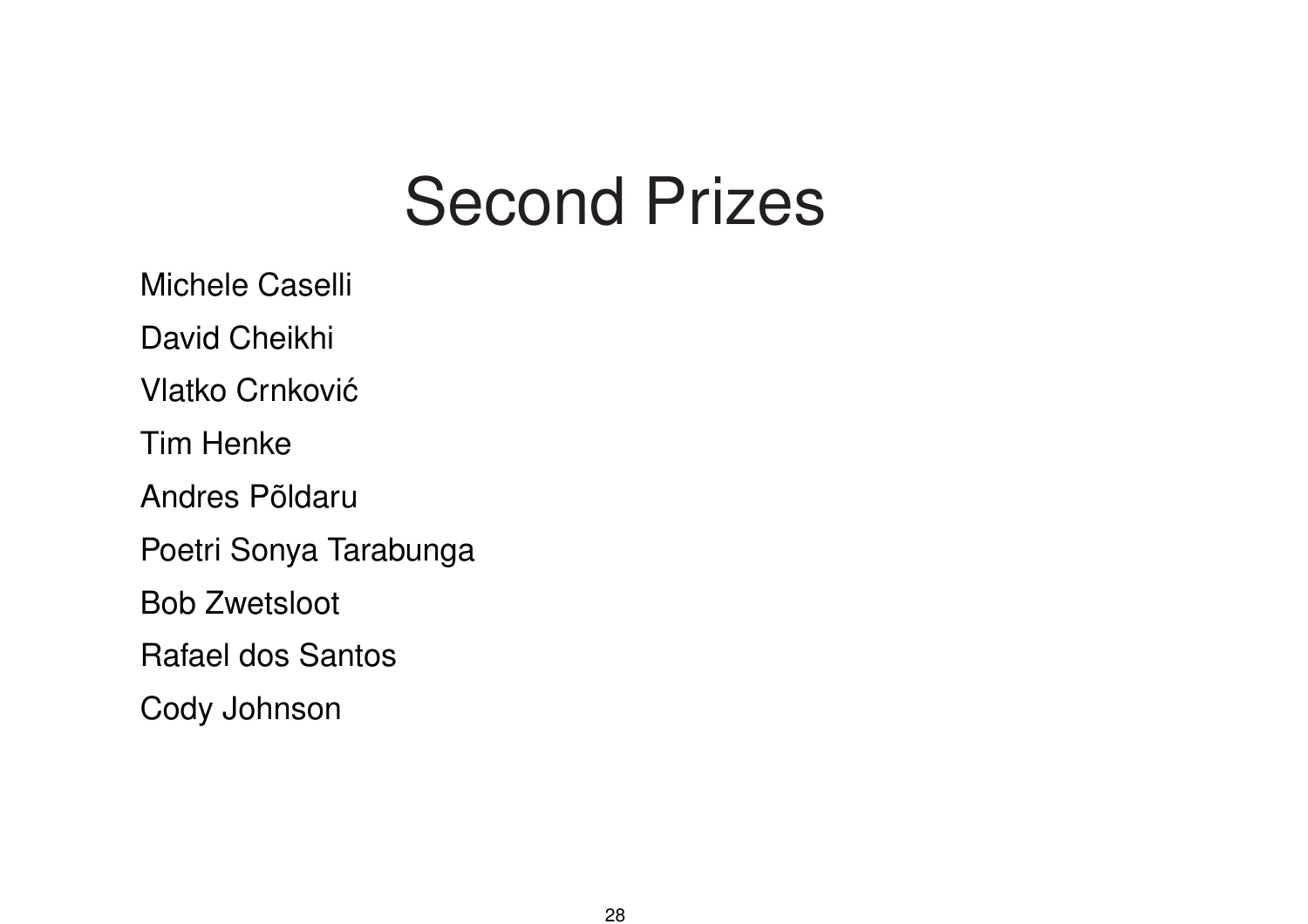# Second Prizes

Michele Caselli

David Cheikhi

Vlatko Crnković

Tim Henke

Andres Põldaru

Poetri Sonya Tarabunga

Bob Zwetsloot

Rafael dos Santos

Cody Johnson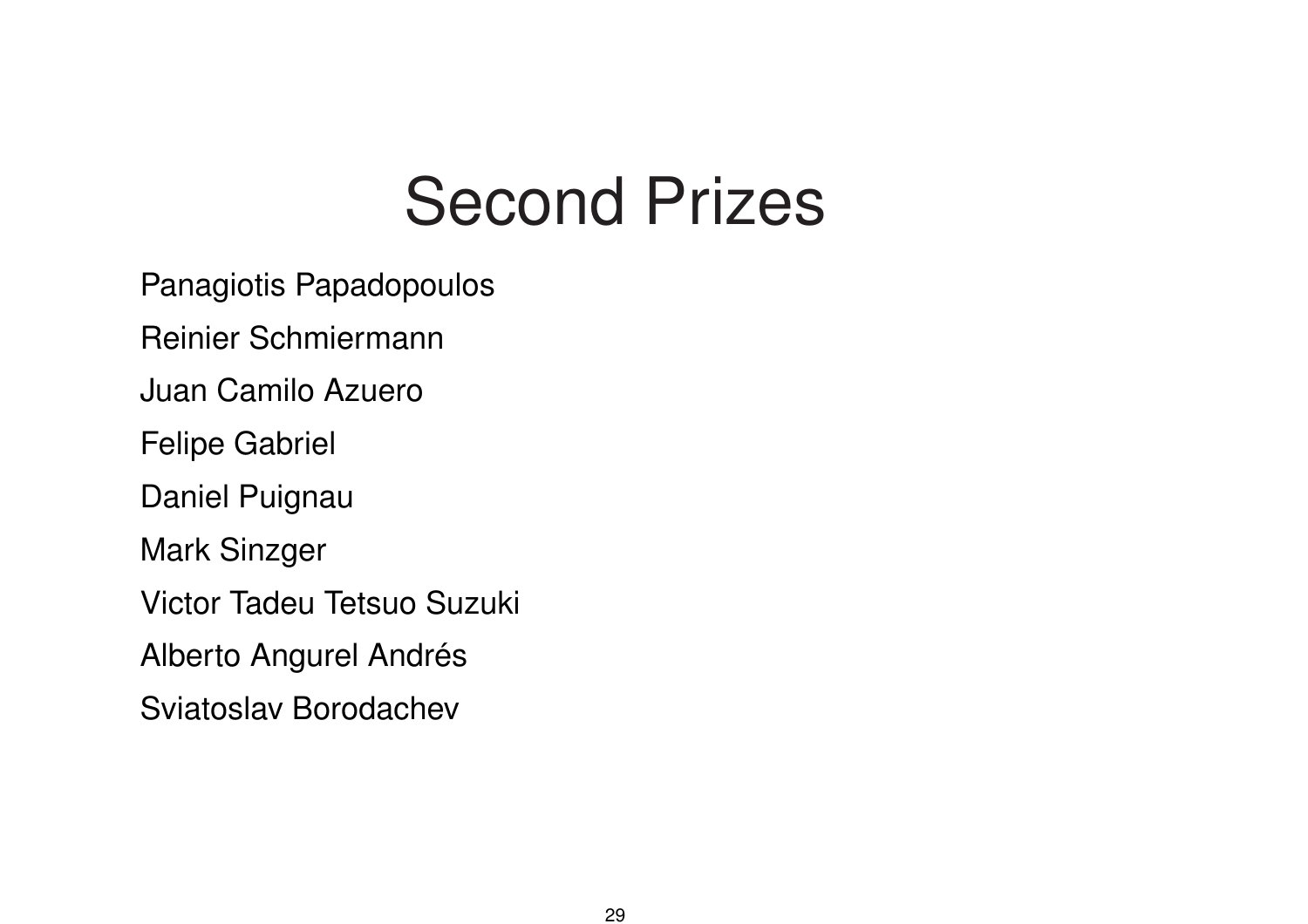# Second Prizes

Panagiotis Papadopoulos

Reinier Schmiermann

Juan Camilo Azuero

Felipe Gabriel

Daniel Puignau

Mark Sinzger

Victor Tadeu Tetsuo Suzuki

Alberto Angurel Andrés

Sviatoslav Borodachev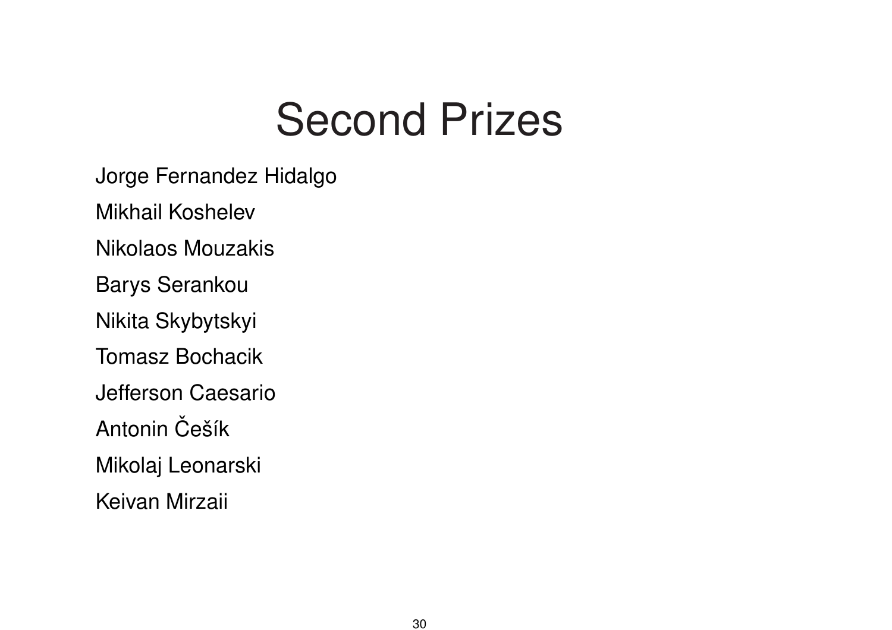# Second Prizes

Jorge Fernandez Hidalgo

Mikhail Koshelev

Nikolaos Mouzakis

Barys Serankou

Nikita Skybytskyi

Tomasz Bochacik

Jefferson Caesario

Antonin Češík

Mikolaj Leonarski

Keivan Mirzaii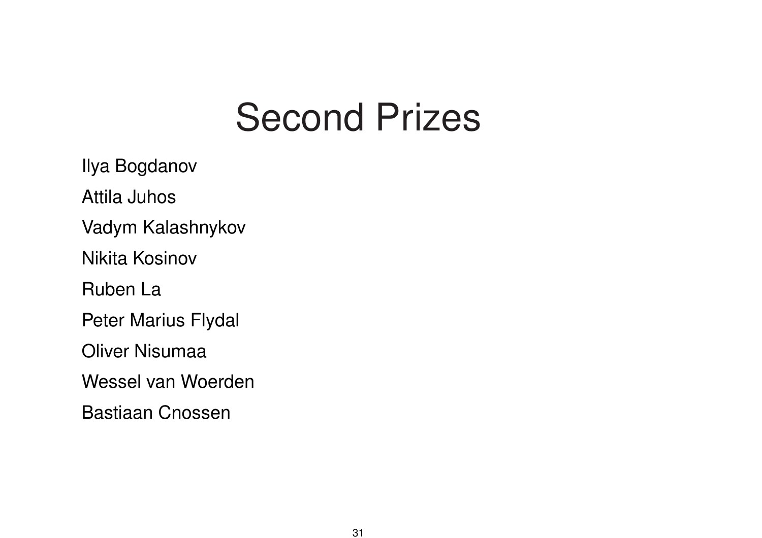# Second Prizes

Ilya Bogdanov

Attila Juhos

Vadym Kalashnykov

Nikita Kosinov

Ruben La

Peter Marius Flydal

Oliver Nisumaa

Wessel van Woerden

Bastiaan Cnossen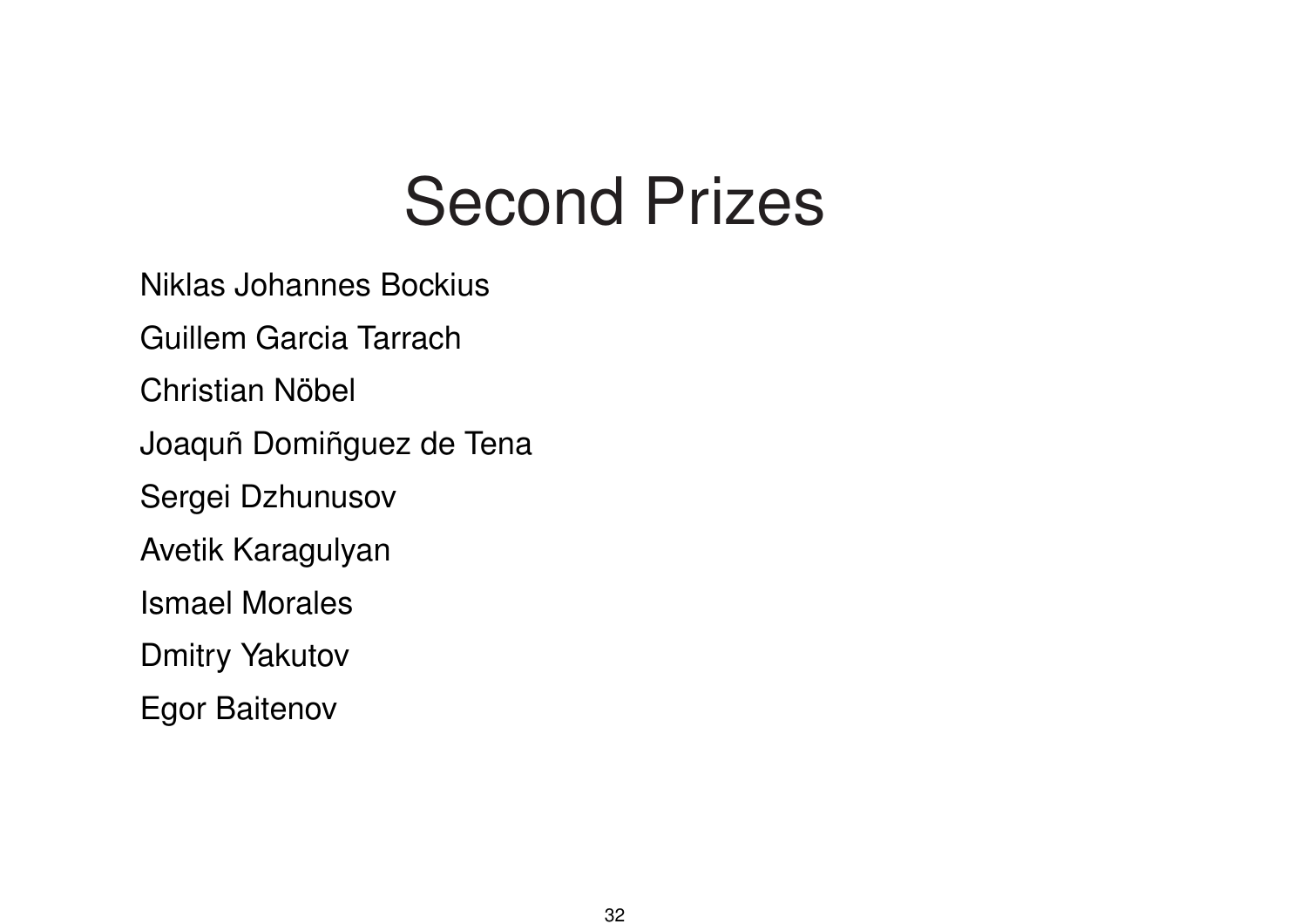# Second Prizes

Niklas Johannes Bockius

Guillem Garcia Tarrach

Christian Nöbel

Joaquñ Domiñguez de Tena

Sergei Dzhunusov

Avetik Karagulyan

Ismael Morales

Dmitry Yakutov

Egor Baitenov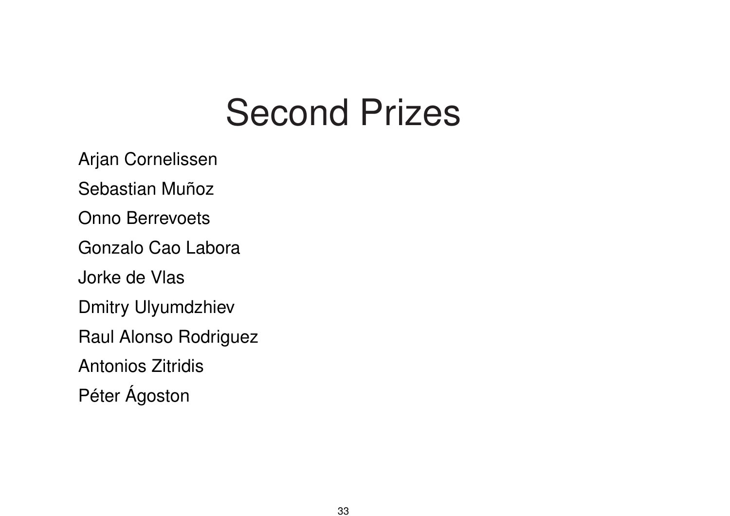# Second Prizes

Arjan Cornelissen

Sebastian Muñoz

Onno Berrevoets

Gonzalo Cao Labora

Jorke de Vlas

Dmitry Ulyumdzhiev

Raul Alonso Rodriguez

Antonios Zitridis

Péter Ágoston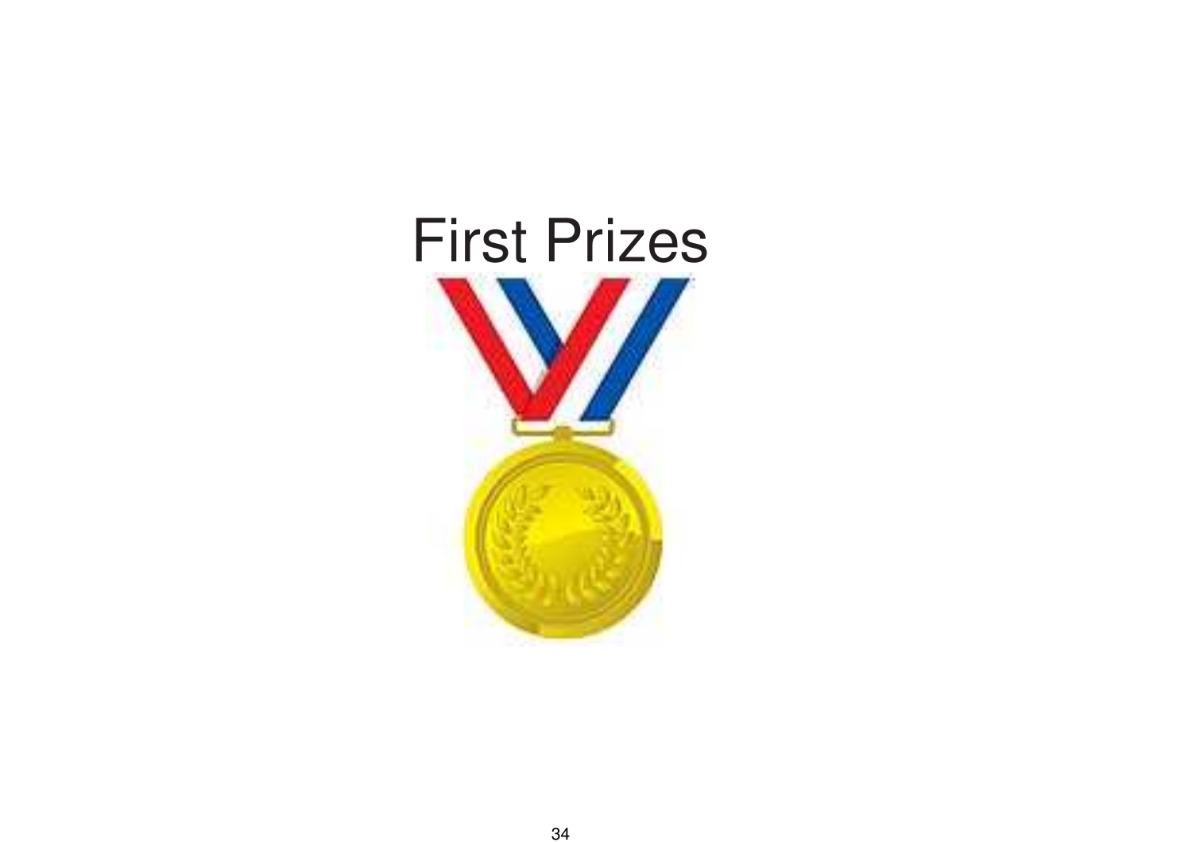# First Prizes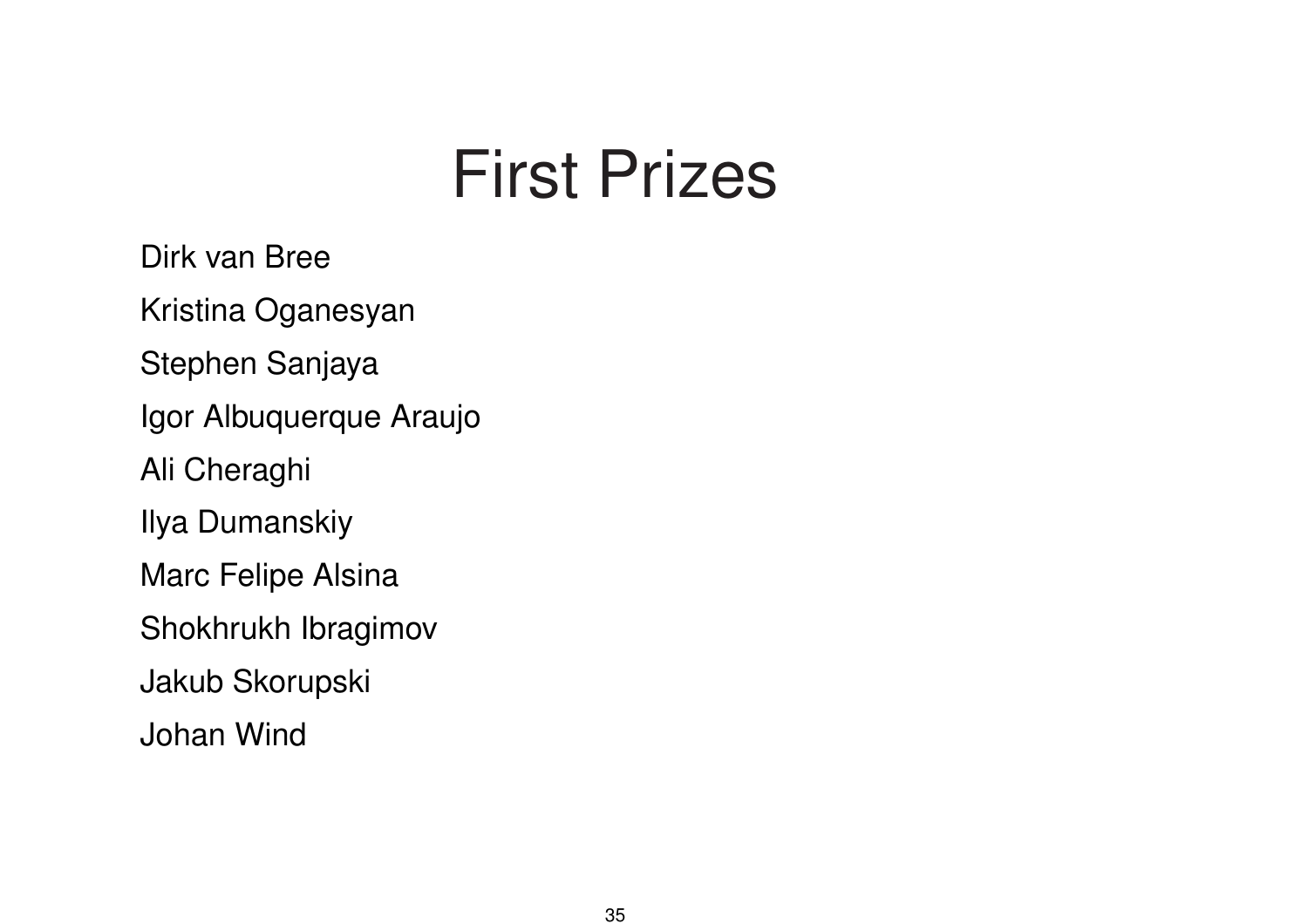# First Prizes

Dirk van Bree

Kristina Oganesyan

Stephen Sanjaya

Igor Albuquerque Araujo

Ali Cheraghi

Ilya Dumanskiy

Marc Felipe Alsina

Shokhrukh Ibragimov

Jakub Skorupski

Johan Wind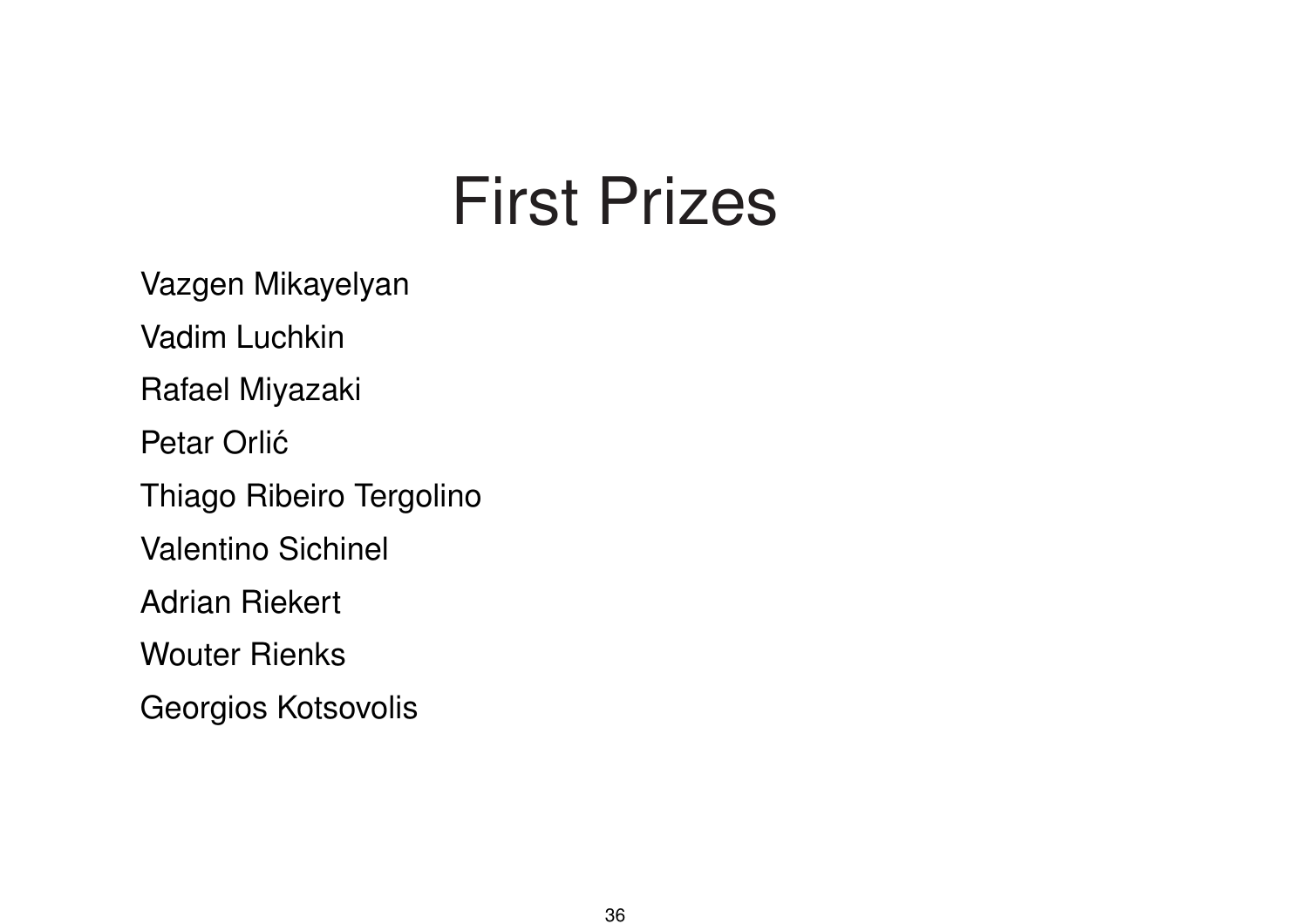# First Prizes

Vazgen Mikayelyan

Vadim Luchkin

Rafael Miyazaki

Petar Orlić

Thiago Ribeiro Tergolino

Valentino Sichinel

Adrian Riekert

Wouter Rienks

Georgios Kotsovolis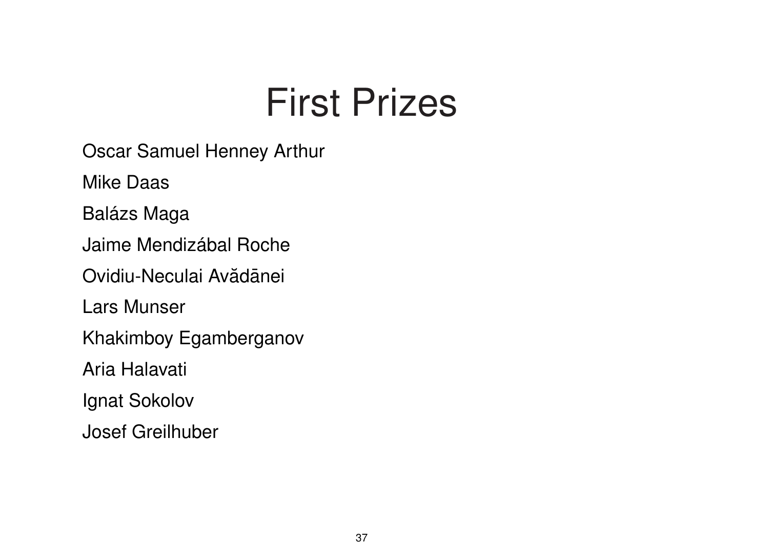# First Prizes

Oscar Samuel Henney Arthur

Mike Daas

Balázs Maga

Jaime Mendizábal Roche

Ovidiu-Neculai Avădānei

Lars Munser

Khakimboy Egamberganov

Aria Halavati

Ignat Sokolov

Josef Greilhuber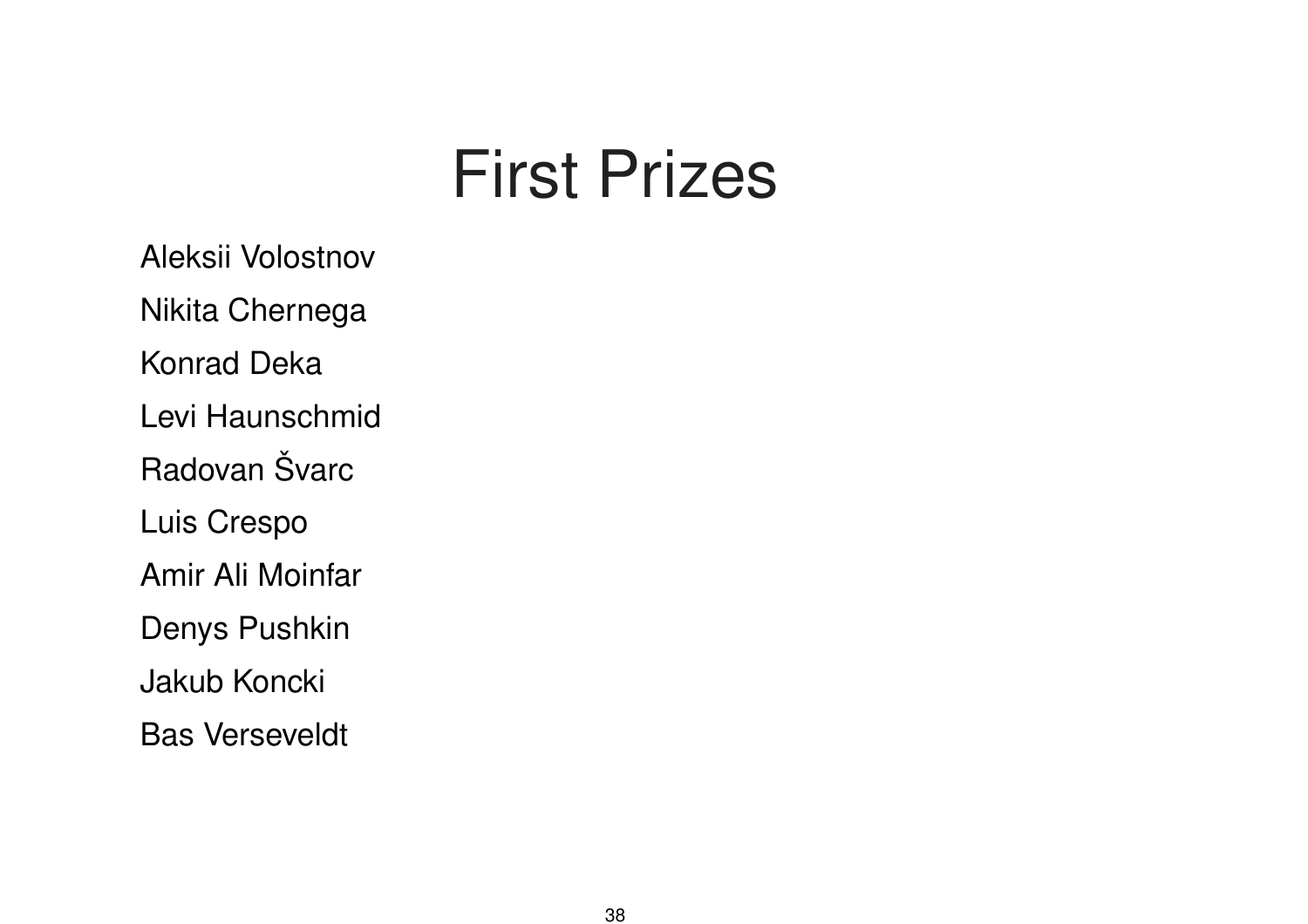# First Prizes

Aleksii Volostnov

Nikita Chernega

Konrad Deka

Levi Haunschmid

Radovan Švarc

Luis Crespo

Amir Ali Moinfar

Denys Pushkin

Jakub Koncki

Bas Verseveldt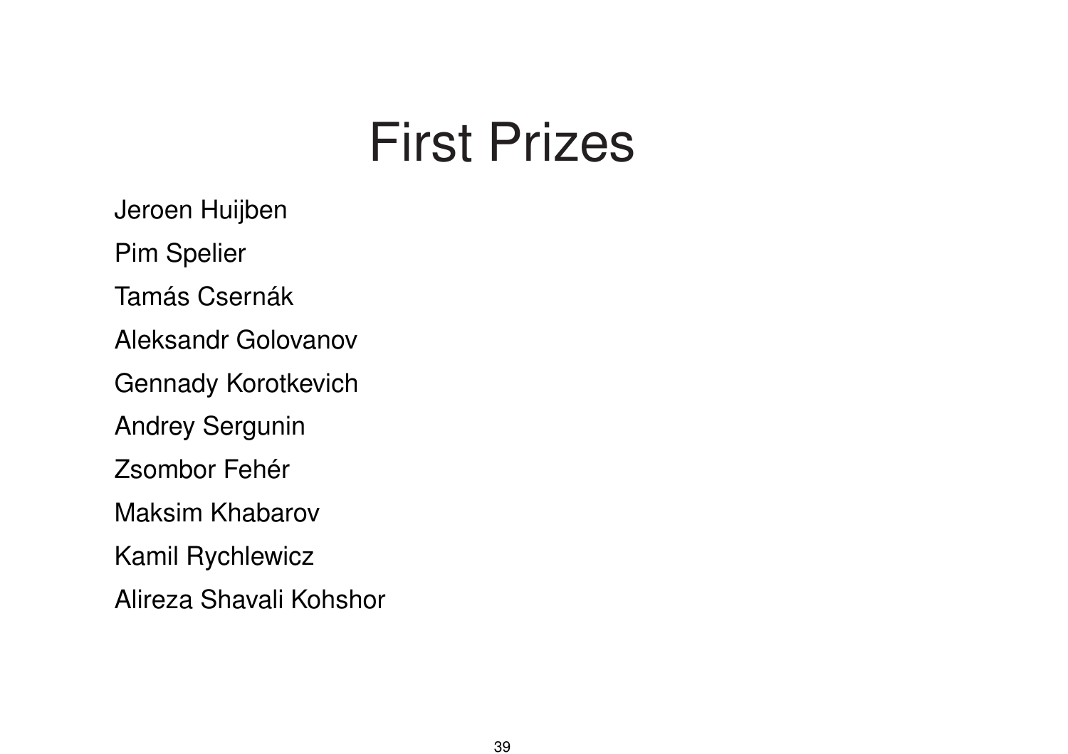# First Prizes

Jeroen Huijben

Pim Spelier

Tamás Csernák

Aleksandr Golovanov

Gennady Korotkevich

Andrey Sergunin

Zsombor Fehér

Maksim Khabarov

Kamil Rychlewicz

Alireza Shavali Kohshor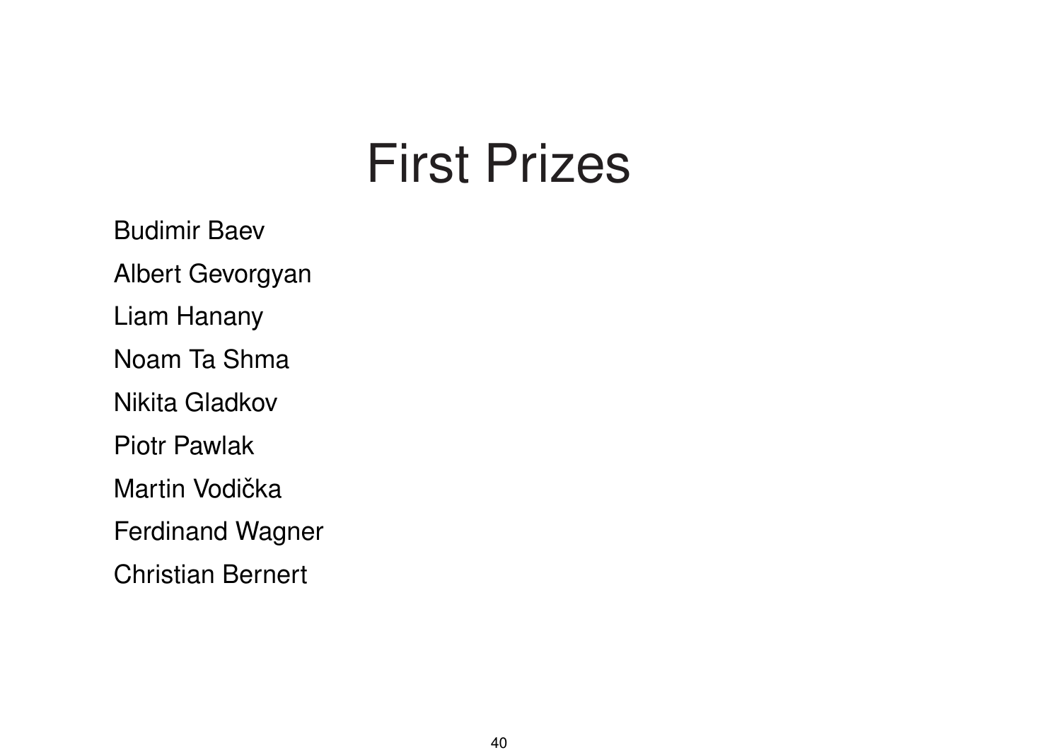# First Prizes

Budimir Baev

Albert Gevorgyan

Liam Hanany

Noam Ta Shma

Nikita Gladkov

Piotr Pawlak

Martin Vodička

Ferdinand Wagner

Christian Bernert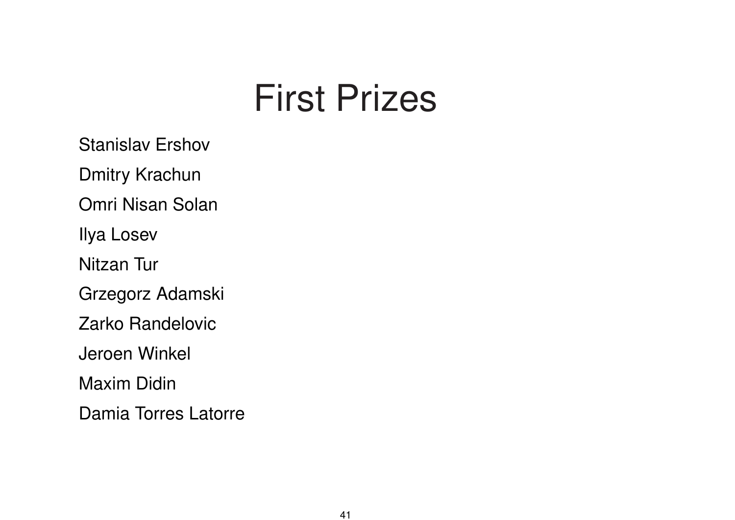# First Prizes

Stanislav Ershov

Dmitry Krachun

Omri Nisan Solan

Ilya Losev

Nitzan Tur

Grzegorz Adamski

Zarko Randelovic

Jeroen Winkel

Maxim Didin

Damia Torres Latorre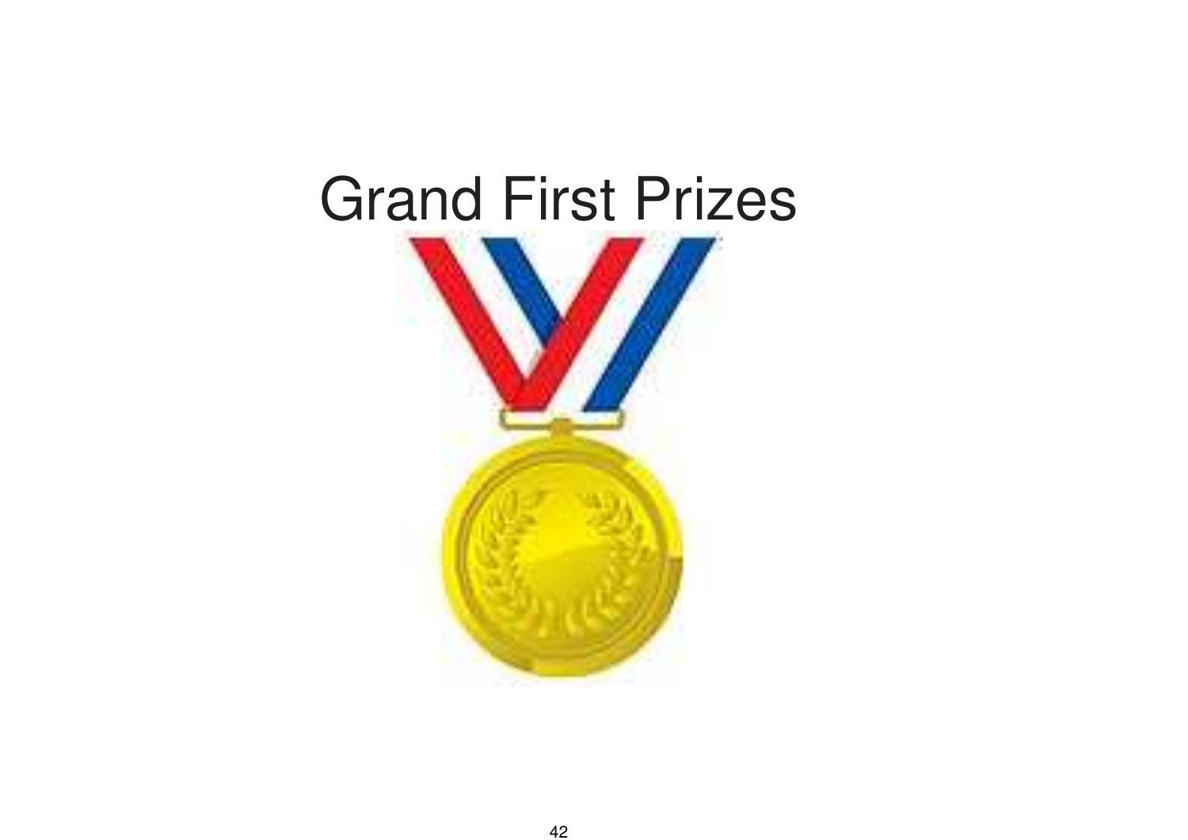# Grand First Prizes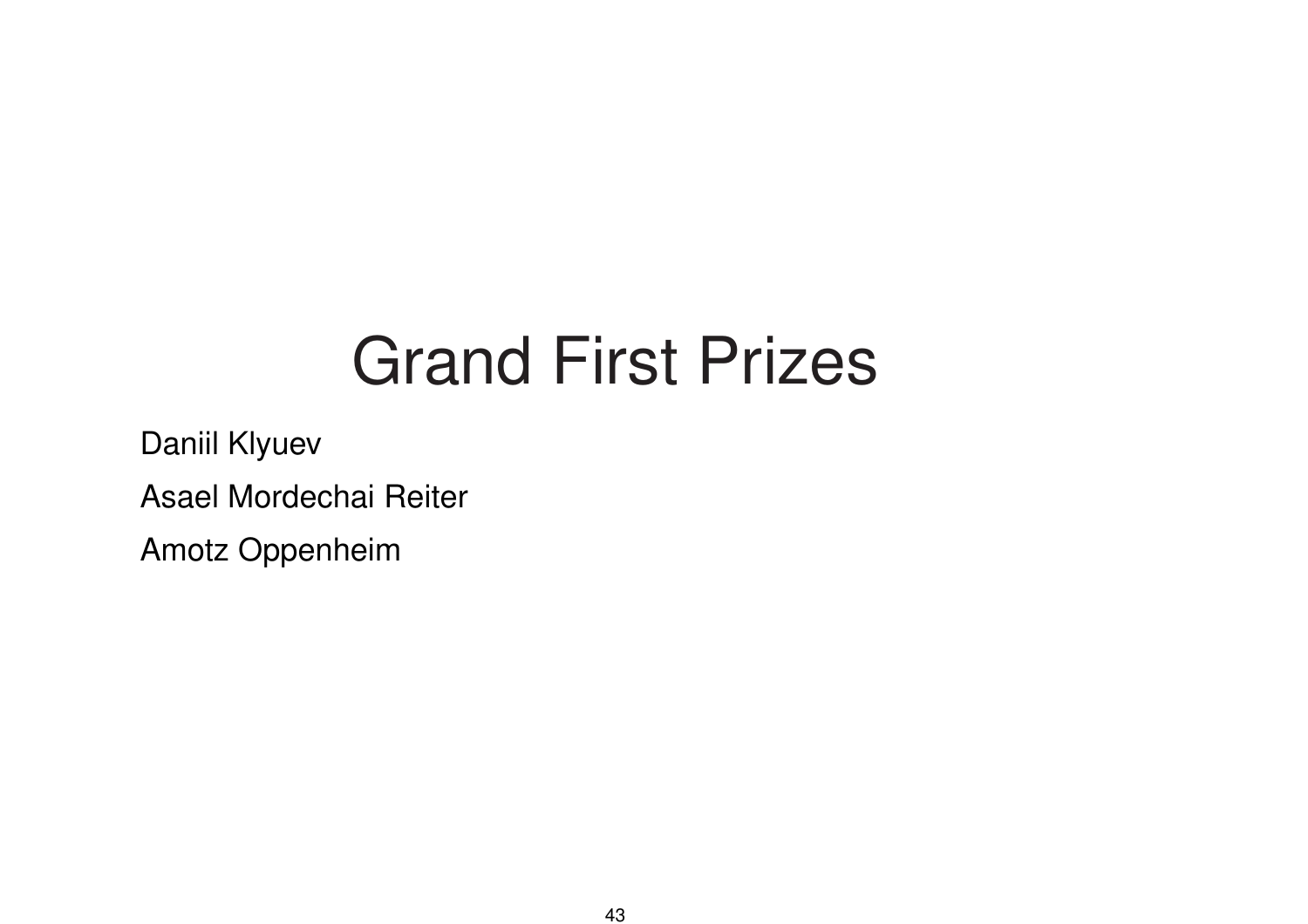# Grand First Prizes

Daniil Klyuev

Asael Mordechai Reiter

Amotz Oppenheim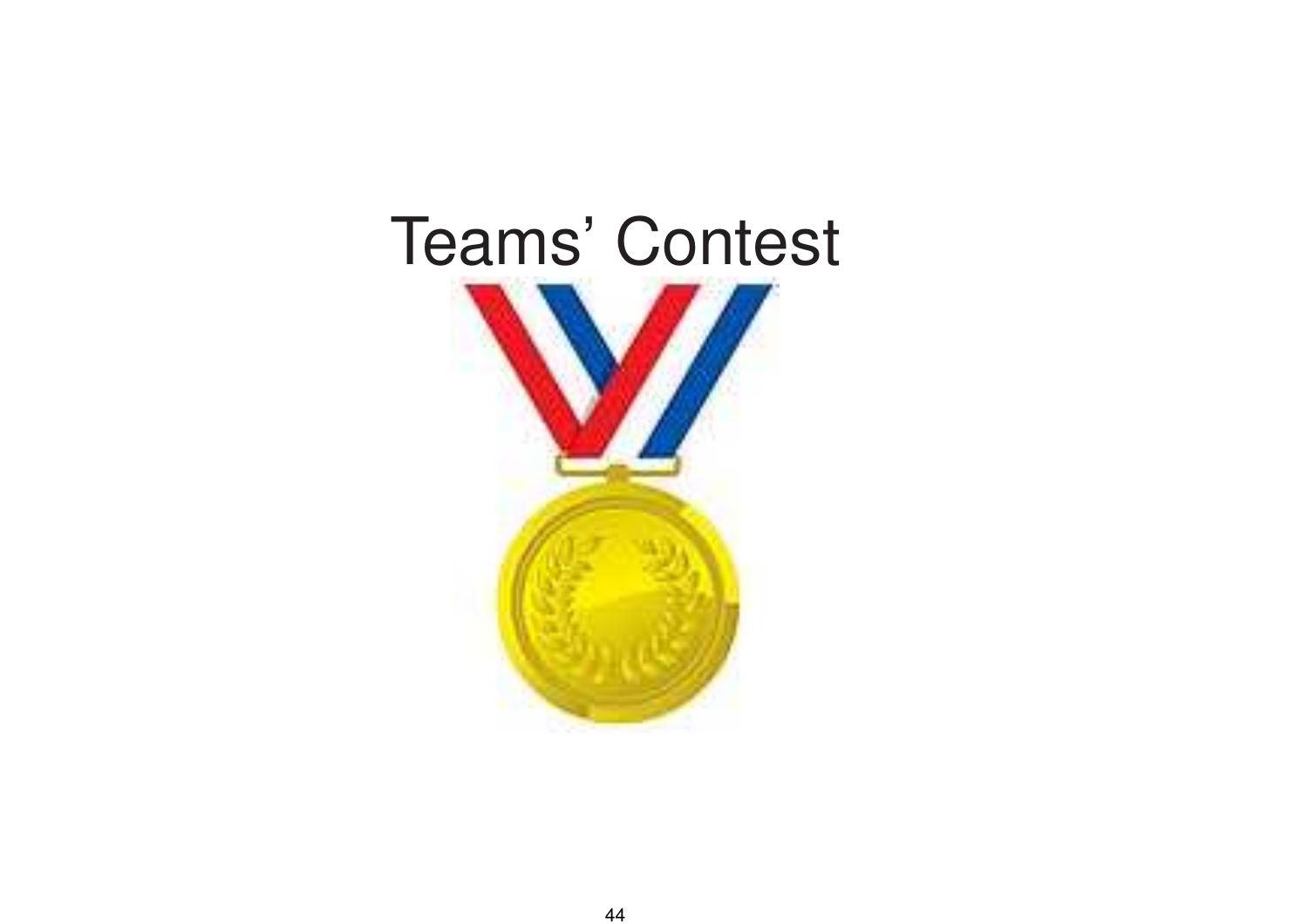# Teams' Contest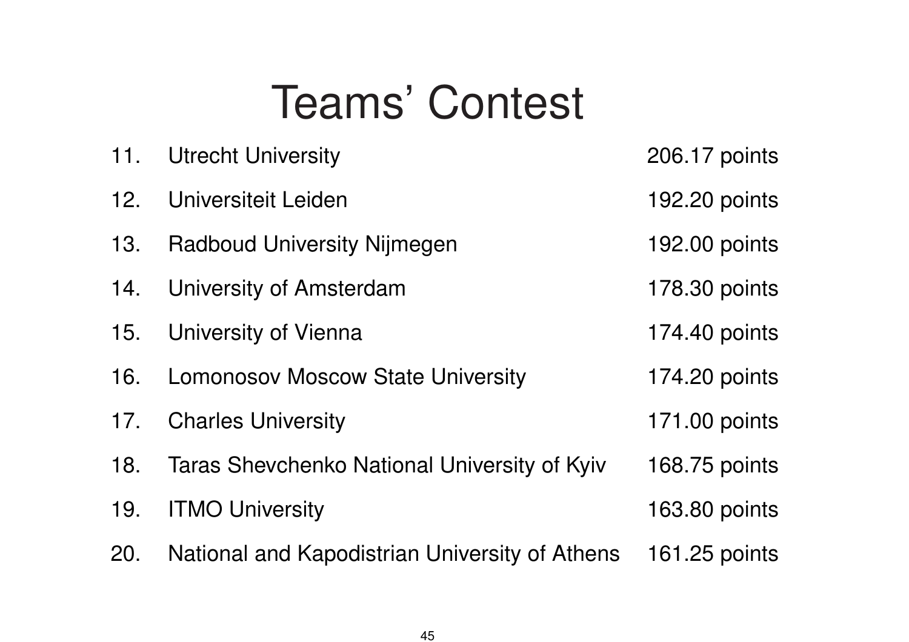# Teams' Contest

| | | |
|---|---|---|
| 11. | Utrecht University | 206.17 points |
| 12. | Universiteit Leiden | 192.20 points |
| 13. | Radboud University Nijmegen | 192.00 points |
| 14. | University of Amsterdam | 178.30 points |
| 15. | University of Vienna | 174.40 points |
| 16. | Lomonosov Moscow State University | 174.20 points |
| 17. | Charles University | 171.00 points |
| 18. | Taras Shevchenko National University of Kyiv | 168.75 points |
| 19. | ITMO University | 163.80 points |
| 20. | National and Kapodistrian University of Athens | 161.25 points |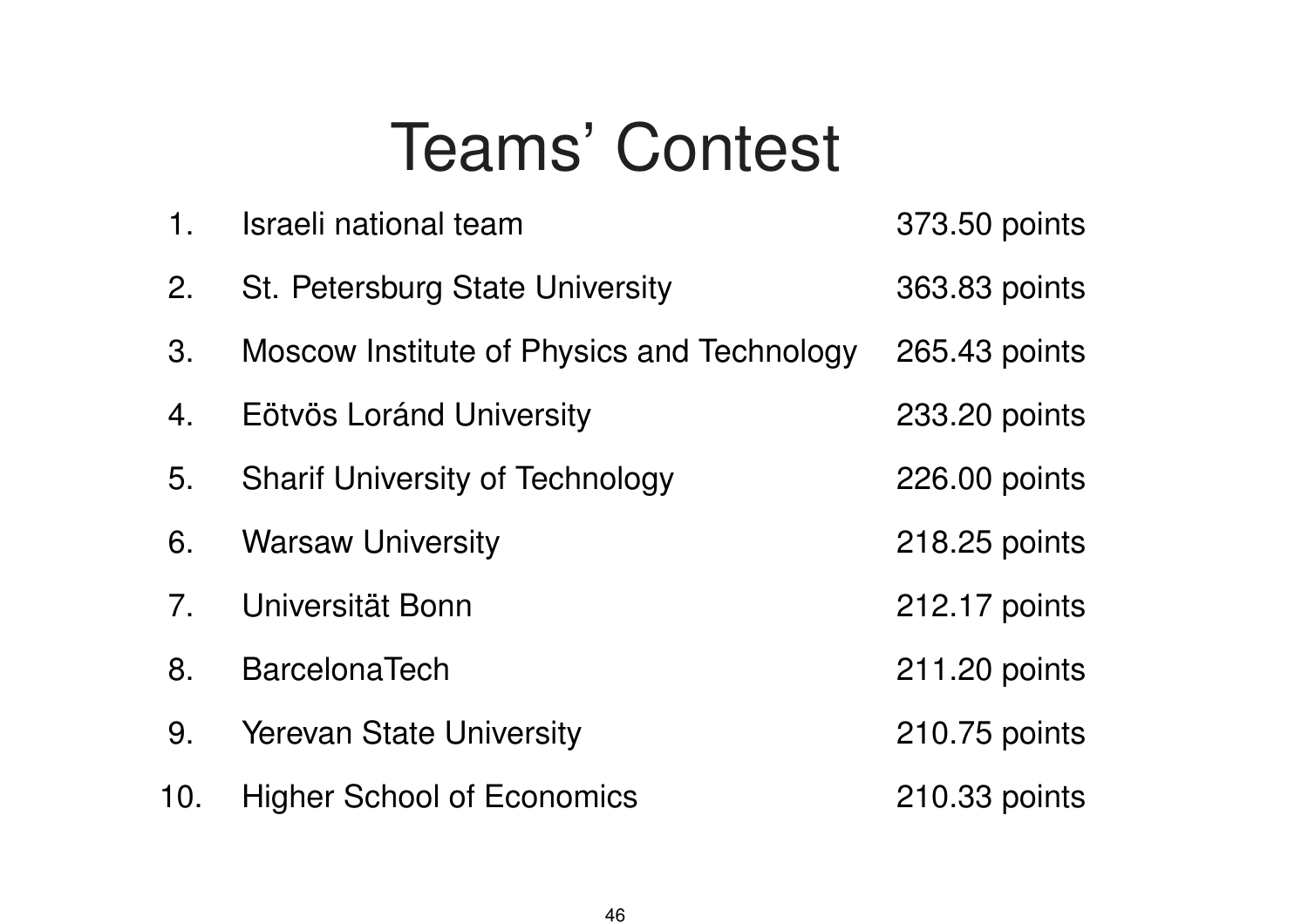# Teams' Contest

| | | |
|---|---|---|
| 1. | Israeli national team | 373.50 points |
| 2. | St. Petersburg State University | 363.83 points |
| 3. | Moscow Institute of Physics and Technology | 265.43 points |
| 4. | Eötvös Loránd University | 233.20 points |
| 5. | Sharif University of Technology | 226.00 points |
| 6. | Warsaw University | 218.25 points |
| 7. | Universität Bonn | 212.17 points |
| 8. | BarcelonaTech | 211.20 points |
| 9. | Yerevan State University | 210.75 points |
| 10. | Higher School of Economics | 210.33 points |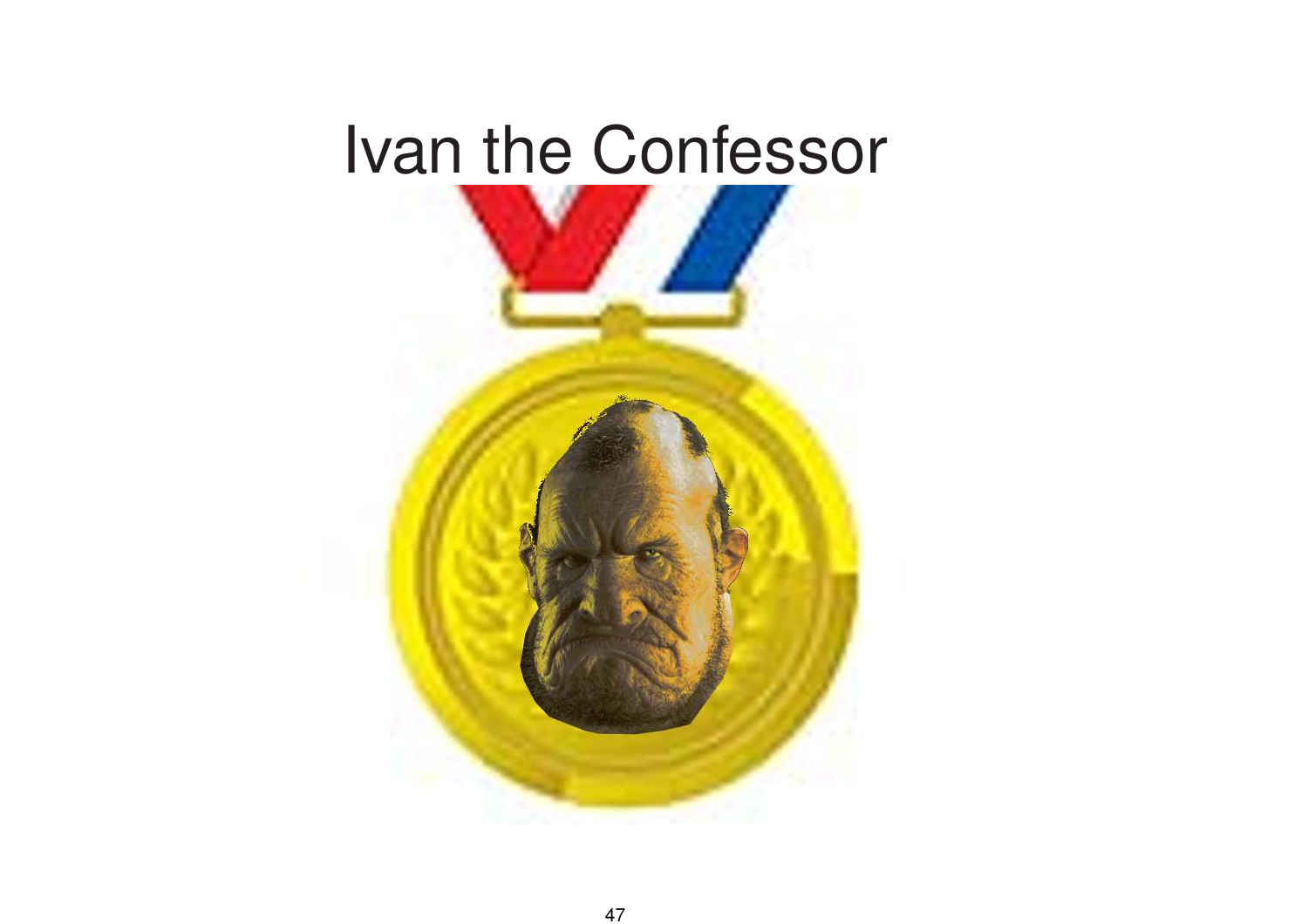# Ivan the Confessor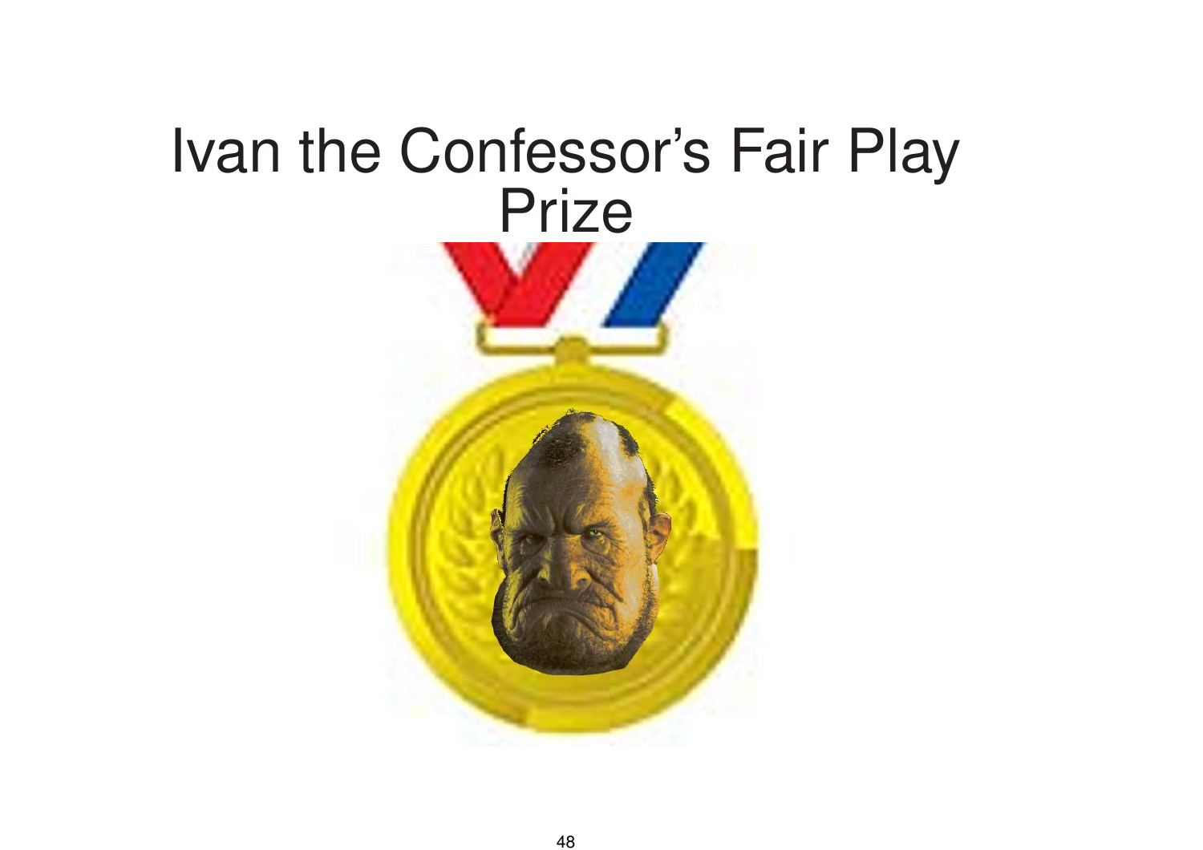# Ivan the Confessor's Fair Play Prize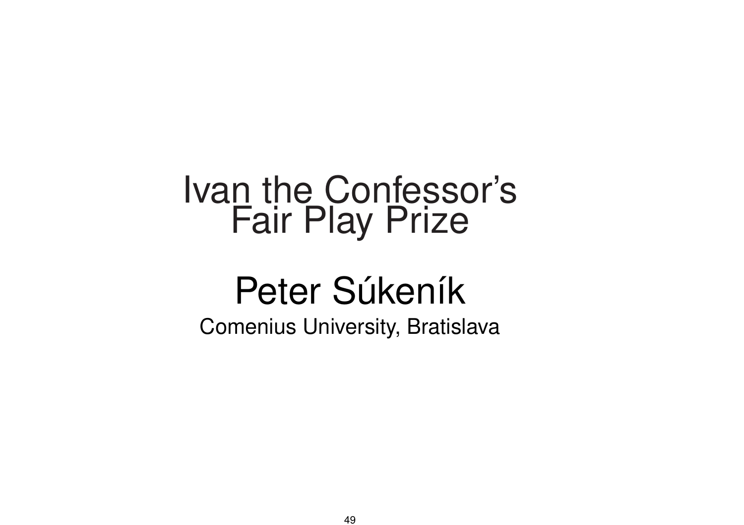# Ivan the Confessor's Fair Play Prize

## Peter Súkeník

Comenius University, Bratislava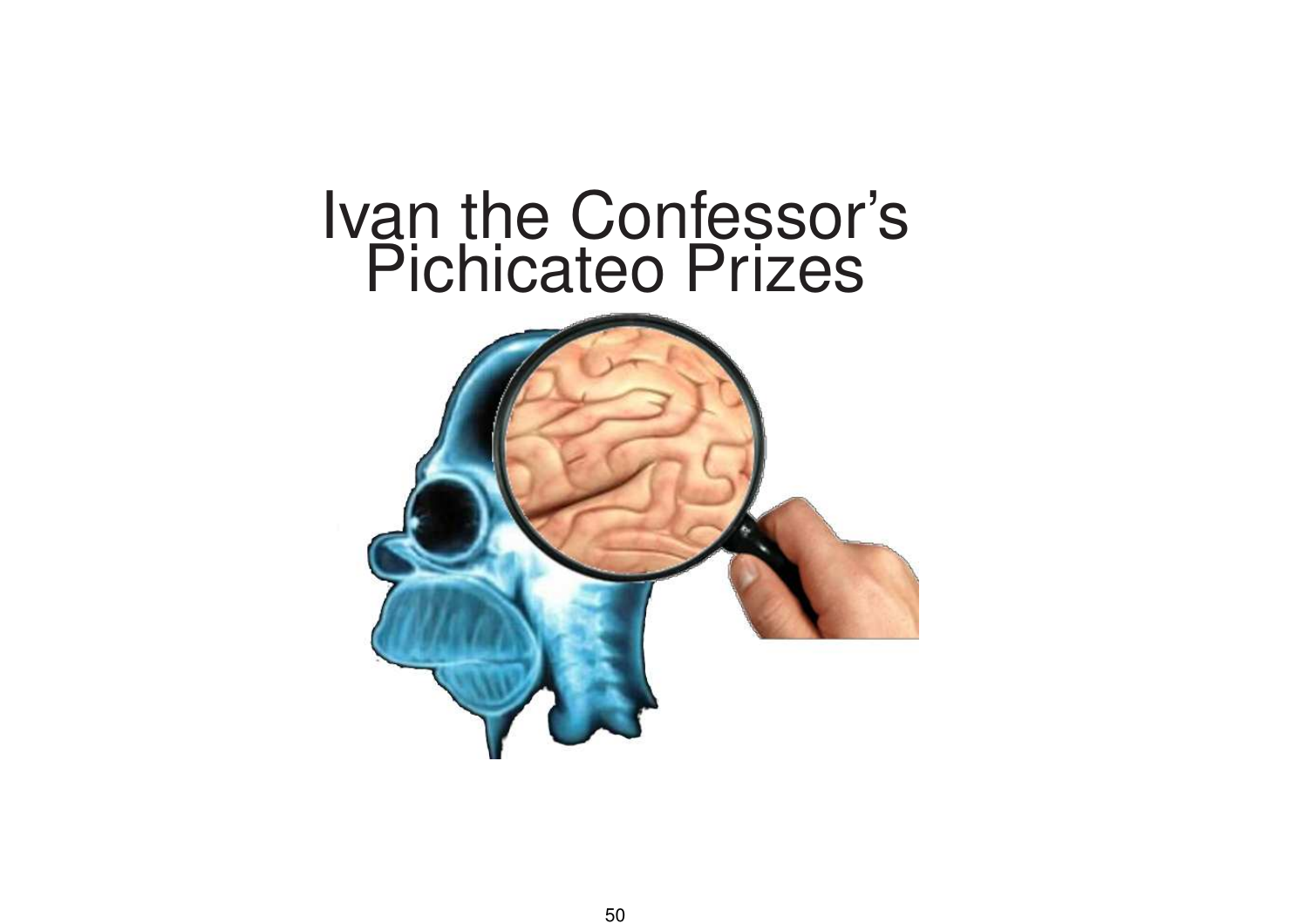# Ivan the Confessor's Pichicateo Prizes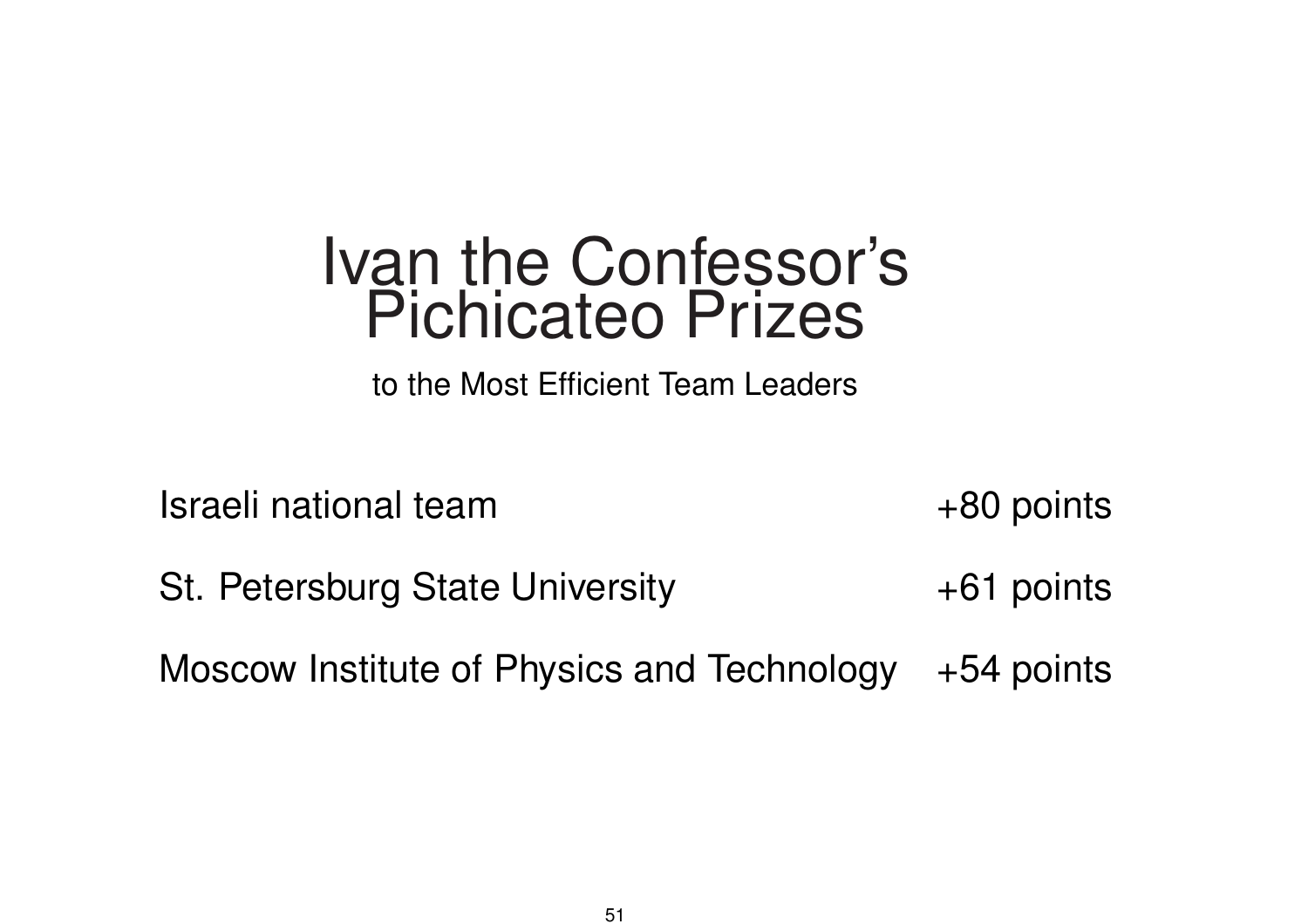# Ivan the Confessor's Pichicateo Prizes

to the Most Efficient Team Leaders

| | |
|---|---|
| Israeli national team | +80 points |
| St. Petersburg State University | +61 points |
| Moscow Institute of Physics and Technology | +54 points |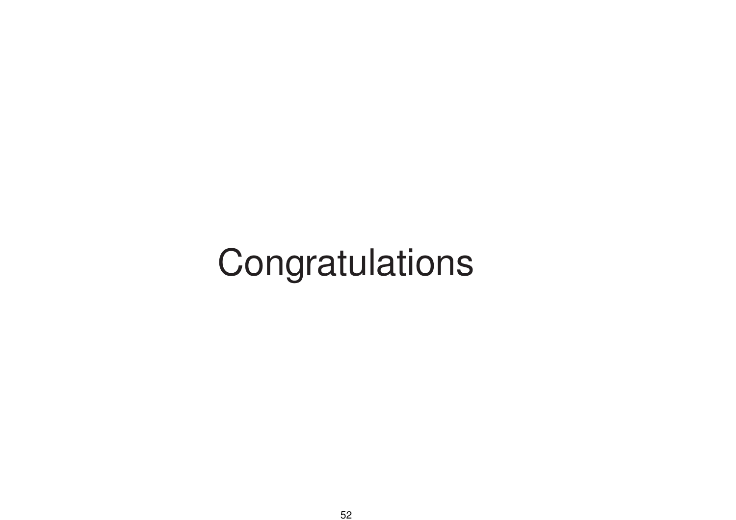Congratulations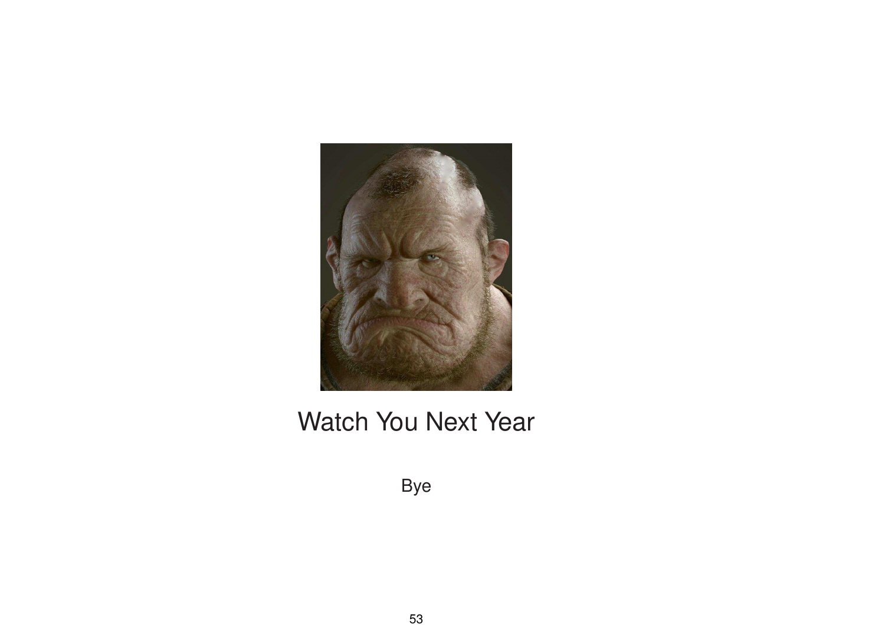Watch You Next Year

Bye